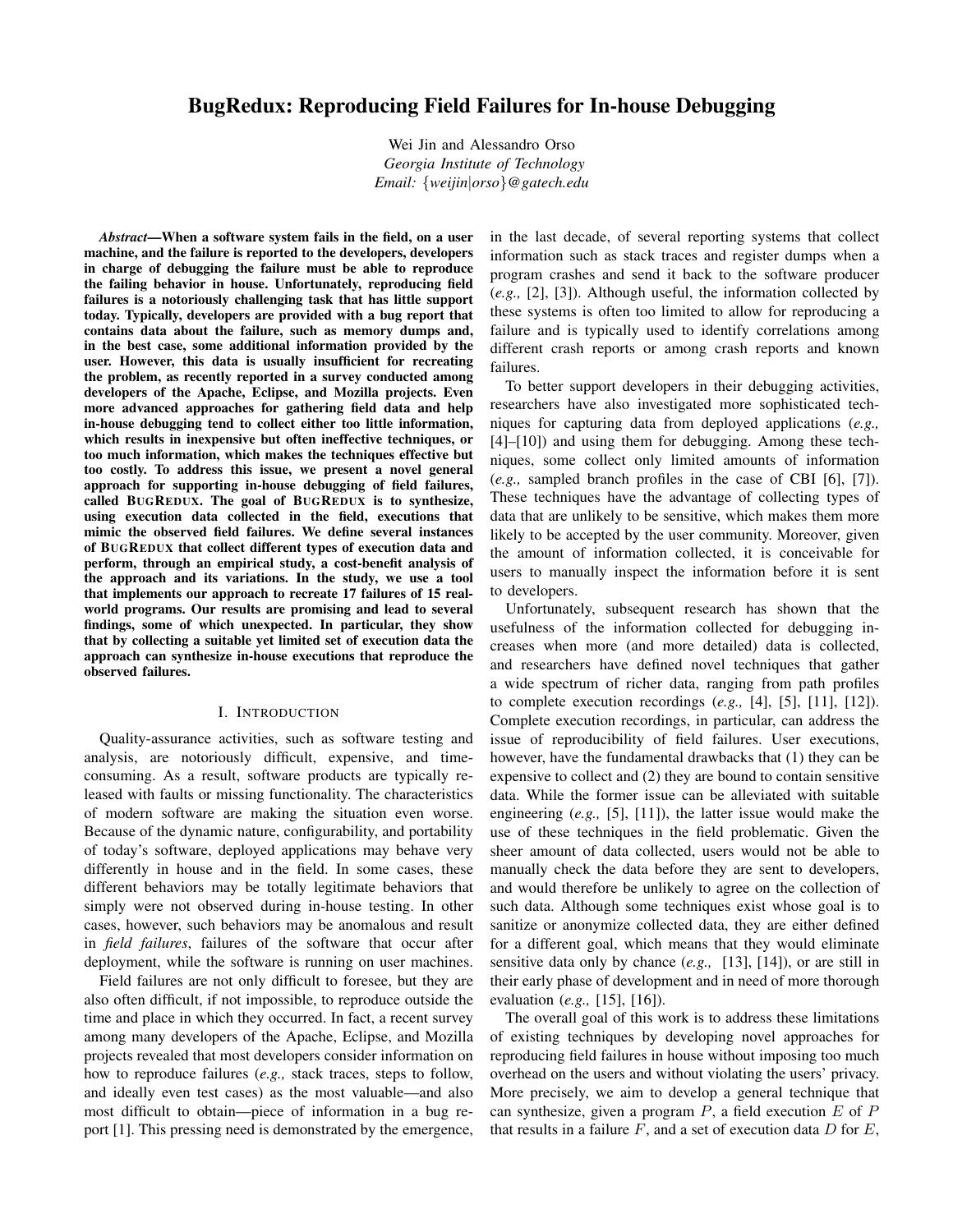# BugRedux: Reproducing Field Failures for In-house Debugging

Wei Jin and Alessandro Orso

*Georgia Institute of Technology*

*Email: {weijin|orso}@gatech.edu*

***Abstract*—When a software system fails in the field, on a user machine, and the failure is reported to the developers, developers in charge of debugging the failure must be able to reproduce the failing behavior in house. Unfortunately, reproducing field failures is a notoriously challenging task that has little support today. Typically, developers are provided with a bug report that contains data about the failure, such as memory dumps and, in the best case, some additional information provided by the user. However, this data is usually insufficient for recreating the problem, as recently reported in a survey conducted among developers of the Apache, Eclipse, and Mozilla projects. Even more advanced approaches for gathering field data and help in-house debugging tend to collect either too little information, which results in inexpensive but often ineffective techniques, or too much information, which makes the techniques effective but too costly. To address this issue, we present a novel general approach for supporting in-house debugging of field failures, called BugRedux. The goal of BugRedux is to synthesize, using execution data collected in the field, executions that mimic the observed field failures. We define several instances of BugRedux that collect different types of execution data and perform, through an empirical study, a cost-benefit analysis of the approach and its variations. In the study, we use a tool that implements our approach to recreate 17 failures of 15 real-world programs. Our results are promising and lead to several findings, some of which unexpected. In particular, they show that by collecting a suitable yet limited set of execution data the approach can synthesize in-house executions that reproduce the observed failures.**

## I. Introduction

Quality-assurance activities, such as software testing and analysis, are notoriously difficult, expensive, and time-consuming. As a result, software products are typically released with faults or missing functionality. The characteristics of modern software are making the situation even worse. Because of the dynamic nature, configurability, and portability of today's software, deployed applications may behave very differently in house and in the field. In some cases, these different behaviors may be totally legitimate behaviors that simply were not observed during in-house testing. In other cases, however, such behaviors may be anomalous and result in *field failures*, failures of the software that occur after deployment, while the software is running on user machines.

Field failures are not only difficult to foresee, but they are also often difficult, if not impossible, to reproduce outside the time and place in which they occurred. In fact, a recent survey among many developers of the Apache, Eclipse, and Mozilla projects revealed that most developers consider information on how to reproduce failures (*e.g.,* stack traces, steps to follow, and ideally even test cases) as the most valuable—and also most difficult to obtain—piece of information in a bug report [1]. This pressing need is demonstrated by the emergence, in the last decade, of several reporting systems that collect information such as stack traces and register dumps when a program crashes and send it back to the software producer (*e.g.,* [2], [3]). Although useful, the information collected by these systems is often too limited to allow for reproducing a failure and is typically used to identify correlations among different crash reports or among crash reports and known failures.

To better support developers in their debugging activities, researchers have also investigated more sophisticated techniques for capturing data from deployed applications (*e.g.,* [4]–[10]) and using them for debugging. Among these techniques, some collect only limited amounts of information (*e.g.,* sampled branch profiles in the case of CBI [6], [7]). These techniques have the advantage of collecting types of data that are unlikely to be sensitive, which makes them more likely to be accepted by the user community. Moreover, given the amount of information collected, it is conceivable for users to manually inspect the information before it is sent to developers.

Unfortunately, subsequent research has shown that the usefulness of the information collected for debugging increases when more (and more detailed) data is collected, and researchers have defined novel techniques that gather a wide spectrum of richer data, ranging from path profiles to complete execution recordings (*e.g.,* [4], [5], [11], [12]). Complete execution recordings, in particular, can address the issue of reproducibility of field failures. User executions, however, have the fundamental drawbacks that (1) they can be expensive to collect and (2) they are bound to contain sensitive data. While the former issue can be alleviated with suitable engineering (*e.g.,* [5], [11]), the latter issue would make the use of these techniques in the field problematic. Given the sheer amount of data collected, users would not be able to manually check the data before they are sent to developers, and would therefore be unlikely to agree on the collection of such data. Although some techniques exist whose goal is to sanitize or anonymize collected data, they are either defined for a different goal, which means that they would eliminate sensitive data only by chance (*e.g.,* [13], [14]), or are still in their early phase of development and in need of more thorough evaluation (*e.g.,* [15], [16]).

The overall goal of this work is to address these limitations of existing techniques by developing novel approaches for reproducing field failures in house without imposing too much overhead on the users and without violating the users' privacy. More precisely, we aim to develop a general technique that can synthesize, given a program $P$, a field execution $E$ of $P$ that results in a failure $F$, and a set of execution data $D$ for $E$,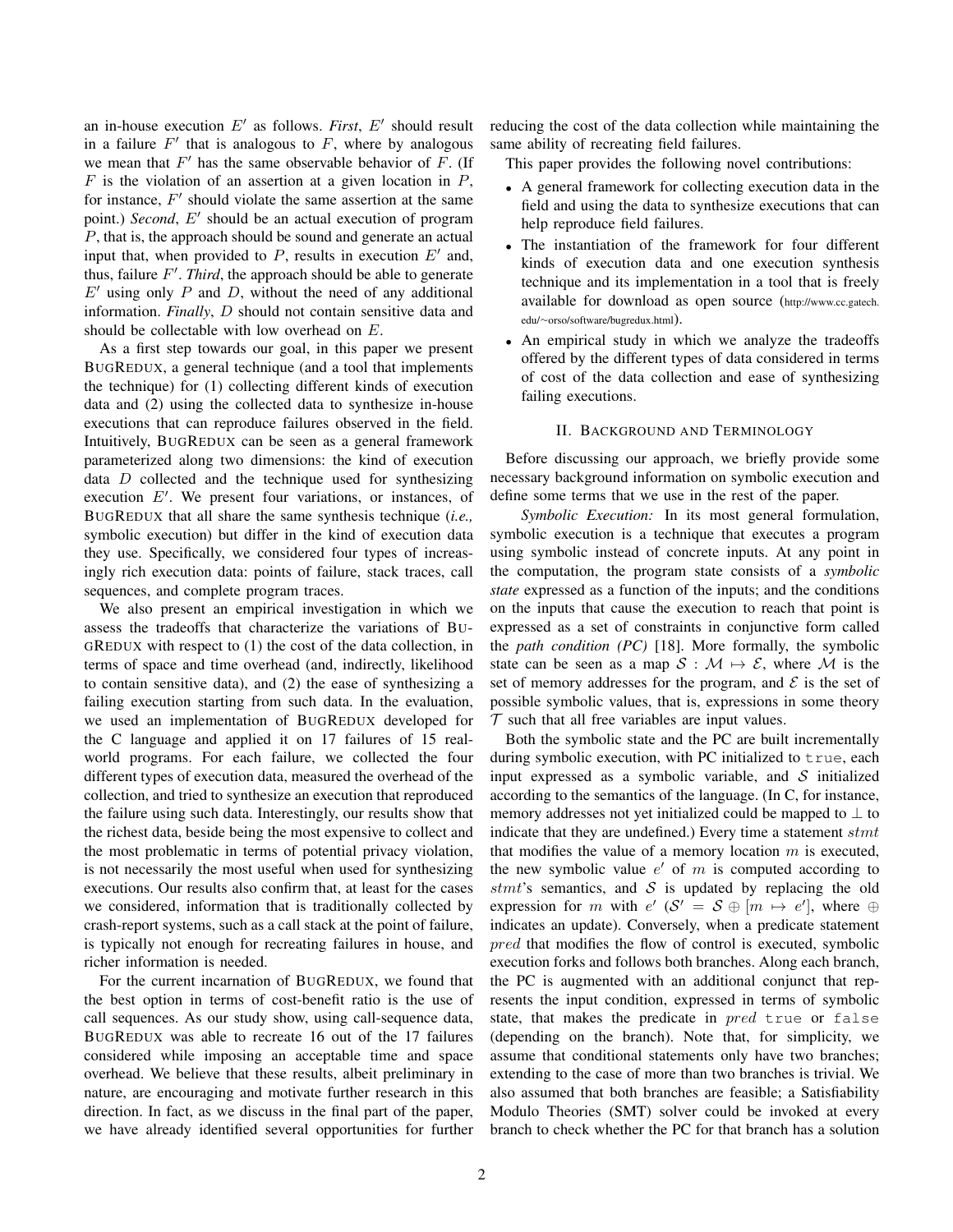an in-house execution $E'$ as follows. *First*, $E'$ should result in a failure $F'$ that is analogous to $F$, where by analogous we mean that $F'$ has the same observable behavior of $F$. (If $F$ is the violation of an assertion at a given location in $P$, for instance, $F'$ should violate the same assertion at the same point.) *Second*, $E'$ should be an actual execution of program $P$, that is, the approach should be sound and generate an actual input that, when provided to $P$, results in execution $E'$ and, thus, failure $F'$. *Third*, the approach should be able to generate $E'$ using only $P$ and $D$, without the need of any additional information. *Finally*, $D$ should not contain sensitive data and should be collectable with low overhead on $E$.

As a first step towards our goal, in this paper we present BUGREDUX, a general technique (and a tool that implements the technique) for (1) collecting different kinds of execution data and (2) using the collected data to synthesize in-house executions that can reproduce failures observed in the field. Intuitively, BUGREDUX can be seen as a general framework parameterized along two dimensions: the kind of execution data $D$ collected and the technique used for synthesizing execution $E'$. We present four variations, or instances, of BUGREDUX that all share the same synthesis technique (*i.e.,* symbolic execution) but differ in the kind of execution data they use. Specifically, we considered four types of increasingly rich execution data: points of failure, stack traces, call sequences, and complete program traces.

We also present an empirical investigation in which we assess the tradeoffs that characterize the variations of BUGREDUX with respect to (1) the cost of the data collection, in terms of space and time overhead (and, indirectly, likelihood to contain sensitive data), and (2) the ease of synthesizing a failing execution starting from such data. In the evaluation, we used an implementation of BUGREDUX developed for the C language and applied it on 17 failures of 15 real-world programs. For each failure, we collected the four different types of execution data, measured the overhead of the collection, and tried to synthesize an execution that reproduced the failure using such data. Interestingly, our results show that the richest data, beside being the most expensive to collect and the most problematic in terms of potential privacy violation, is not necessarily the most useful when used for synthesizing executions. Our results also confirm that, at least for the cases we considered, information that is traditionally collected by crash-report systems, such as a call stack at the point of failure, is typically not enough for recreating failures in house, and richer information is needed.

For the current incarnation of BUGREDUX, we found that the best option in terms of cost-benefit ratio is the use of call sequences. As our study show, using call-sequence data, BUGREDUX was able to recreate 16 out of the 17 failures considered while imposing an acceptable time and space overhead. We believe that these results, albeit preliminary in nature, are encouraging and motivate further research in this direction. In fact, as we discuss in the final part of the paper, we have already identified several opportunities for further reducing the cost of the data collection while maintaining the same ability of recreating field failures.

This paper provides the following novel contributions:

- A general framework for collecting execution data in the field and using the data to synthesize executions that can help reproduce field failures.
- The instantiation of the framework for four different kinds of execution data and one execution synthesis technique and its implementation in a tool that is freely available for download as open source (http://www.cc.gatech.edu/~orso/software/bugredux.html).
- An empirical study in which we analyze the tradeoffs offered by the different types of data considered in terms of cost of the data collection and ease of synthesizing failing executions.

## II. Background and Terminology

Before discussing our approach, we briefly provide some necessary background information on symbolic execution and define some terms that we use in the rest of the paper.

*Symbolic Execution:* In its most general formulation, symbolic execution is a technique that executes a program using symbolic instead of concrete inputs. At any point in the computation, the program state consists of a *symbolic state* expressed as a function of the inputs; and the conditions on the inputs that cause the execution to reach that point is expressed as a set of constraints in conjunctive form called the *path condition (PC)* [18]. More formally, the symbolic state can be seen as a map $\mathcal{S} : \mathcal{M} \mapsto \mathcal{E}$, where $\mathcal{M}$ is the set of memory addresses for the program, and $\mathcal{E}$ is the set of possible symbolic values, that is, expressions in some theory $\mathcal{T}$ such that all free variables are input values.

Both the symbolic state and the PC are built incrementally during symbolic execution, with PC initialized to `true`, each input expressed as a symbolic variable, and $\mathcal{S}$ initialized according to the semantics of the language. (In C, for instance, memory addresses not yet initialized could be mapped to $\perp$ to indicate that they are undefined.) Every time a statement $stmt$ that modifies the value of a memory location $m$ is executed, the new symbolic value $e'$ of $m$ is computed according to $stmt$'s semantics, and $\mathcal{S}$ is updated by replacing the old expression for $m$ with $e'$ ($\mathcal{S}' = \mathcal{S} \oplus [m \mapsto e']$, where $\oplus$ indicates an update). Conversely, when a predicate statement $pred$ that modifies the flow of control is executed, symbolic execution forks and follows both branches. Along each branch, the PC is augmented with an additional conjunct that represents the input condition, expressed in terms of symbolic state, that makes the predicate in $pred$ `true` or `false` (depending on the branch). Note that, for simplicity, we assume that conditional statements only have two branches; extending to the case of more than two branches is trivial. We also assumed that both branches are feasible; a Satisfiability Modulo Theories (SMT) solver could be invoked at every branch to check whether the PC for that branch has a solution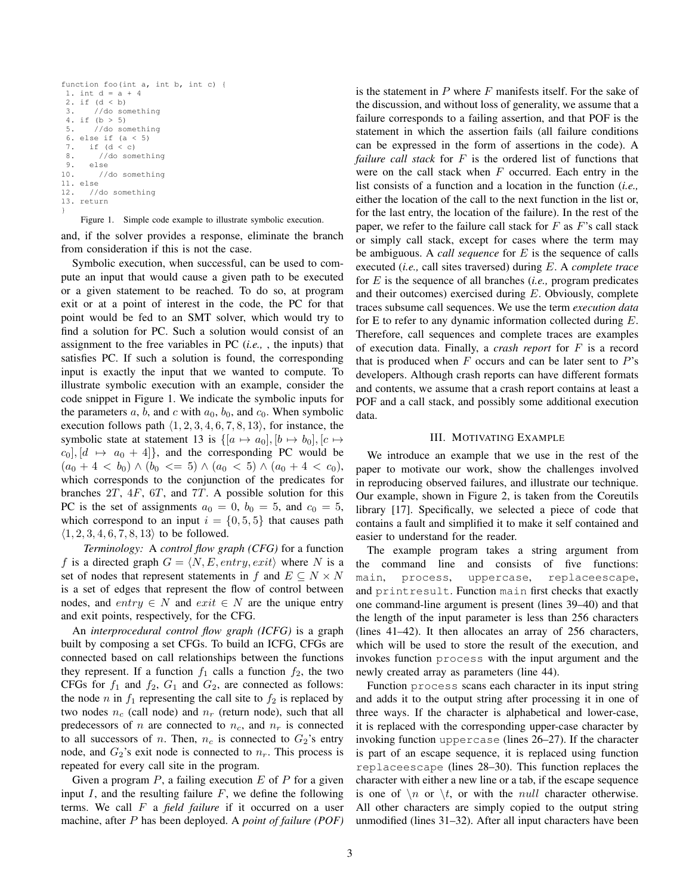```
function foo(int a, int b, int c) {
 1. int d = a + 4
 2. if (d < b)
 3.    //do something
 4. if (b > 5)
 5.    //do something
 6. else if (a < 5)
 7.   if (d < c)
 8.     //do something
 9.   else
10.     //do something
11. else
12.   //do something
13. return
}
```

Figure 1. Simple code example to illustrate symbolic execution.

and, if the solver provides a response, eliminate the branch from consideration if this is not the case.

Symbolic execution, when successful, can be used to compute an input that would cause a given path to be executed or a given statement to be reached. To do so, at program exit or at a point of interest in the code, the PC for that point would be fed to an SMT solver, which would try to find a solution for PC. Such a solution would consist of an assignment to the free variables in PC (*i.e.,* , the inputs) that satisfies PC. If such a solution is found, the corresponding input is exactly the input that we wanted to compute. To illustrate symbolic execution with an example, consider the code snippet in Figure 1. We indicate the symbolic inputs for the parameters $a$, $b$, and $c$ with $a_0$, $b_0$, and $c_0$. When symbolic execution follows path $\langle 1, 2, 3, 4, 6, 7, 8, 13 \rangle$, for instance, the symbolic state at statement 13 is $\{[a \mapsto a_0], [b \mapsto b_0], [c \mapsto c_0], [d \mapsto a_0 + 4]\}$, and the corresponding PC would be $(a_0 + 4 < b_0) \wedge (b_0 <= 5) \wedge (a_0 < 5) \wedge (a_0 + 4 < c_0)$, which corresponds to the conjunction of the predicates for branches $2T$, $4F$, $6T$, and $7T$. A possible solution for this PC is the set of assignments $a_0 = 0$, $b_0 = 5$, and $c_0 = 5$, which correspond to an input $i = \{0, 5, 5\}$ that causes path $\langle 1, 2, 3, 4, 6, 7, 8, 13 \rangle$ to be followed.

*Terminology:* A *control flow graph (CFG)* for a function $f$ is a directed graph $G = \langle N, E, entry, exit \rangle$ where $N$ is a set of nodes that represent statements in $f$ and $E \subseteq N \times N$ is a set of edges that represent the flow of control between nodes, and $entry \in N$ and $exit \in N$ are the unique entry and exit points, respectively, for the CFG.

An *interprocedural control flow graph (ICFG)* is a graph built by composing a set CFGs. To build an ICFG, CFGs are connected based on call relationships between the functions they represent. If a function $f_1$ calls a function $f_2$, the two CFGs for $f_1$ and $f_2$, $G_1$ and $G_2$, are connected as follows: the node $n$ in $f_1$ representing the call site to $f_2$ is replaced by two nodes $n_c$ (call node) and $n_r$ (return node), such that all predecessors of $n$ are connected to $n_c$, and $n_r$ is connected to all successors of $n$. Then, $n_c$ is connected to $G_2$'s entry node, and $G_2$'s exit node is connected to $n_r$. This process is repeated for every call site in the program.

Given a program $P$, a failing execution $E$ of $P$ for a given input $I$, and the resulting failure $F$, we define the following terms. We call $F$ a *field failure* if it occurred on a user machine, after $P$ has been deployed. A *point of failure (POF)* is the statement in $P$ where $F$ manifests itself. For the sake of the discussion, and without loss of generality, we assume that a failure corresponds to a failing assertion, and that POF is the statement in which the assertion fails (all failure conditions can be expressed in the form of assertions in the code). A *failure call stack* for $F$ is the ordered list of functions that were on the call stack when $F$ occurred. Each entry in the list consists of a function and a location in the function (*i.e.,* either the location of the call to the next function in the list or, for the last entry, the location of the failure). In the rest of the paper, we refer to the failure call stack for $F$ as $F$'s call stack or simply call stack, except for cases where the term may be ambiguous. A *call sequence* for $E$ is the sequence of calls executed (*i.e.,* call sites traversed) during $E$. A *complete trace* for $E$ is the sequence of all branches (*i.e.,* program predicates and their outcomes) exercised during $E$. Obviously, complete traces subsume call sequences. We use the term *execution data* for E to refer to any dynamic information collected during $E$. Therefore, call sequences and complete traces are examples of execution data. Finally, a *crash report* for $F$ is a record that is produced when $F$ occurs and can be later sent to $P$'s developers. Although crash reports can have different formats and contents, we assume that a crash report contains at least a POF and a call stack, and possibly some additional execution data.

## III. Motivating Example

We introduce an example that we use in the rest of the paper to motivate our work, show the challenges involved in reproducing observed failures, and illustrate our technique. Our example, shown in Figure 2, is taken from the Coreutils library [17]. Specifically, we selected a piece of code that contains a fault and simplified it to make it self contained and easier to understand for the reader.

The example program takes a string argument from the command line and consists of five functions: `main`, `process`, `uppercase`, `replaceescape`, and `printresult`. Function `main` first checks that exactly one command-line argument is present (lines 39–40) and that the length of the input parameter is less than 256 characters (lines 41–42). It then allocates an array of 256 characters, which will be used to store the result of the execution, and invokes function `process` with the input argument and the newly created array as parameters (line 44).

Function `process` scans each character in its input string and adds it to the output string after processing it in one of three ways. If the character is alphabetical and lower-case, it is replaced with the corresponding upper-case character by invoking function `uppercase` (lines 26–27). If the character is part of an escape sequence, it is replaced using function `replaceescape` (lines 28–30). This function replaces the character with either a new line or a tab, if the escape sequence is one of $\backslash n$ or $\backslash t$, or with the *null* character otherwise. All other characters are simply copied to the output string unmodified (lines 31–32). After all input characters have been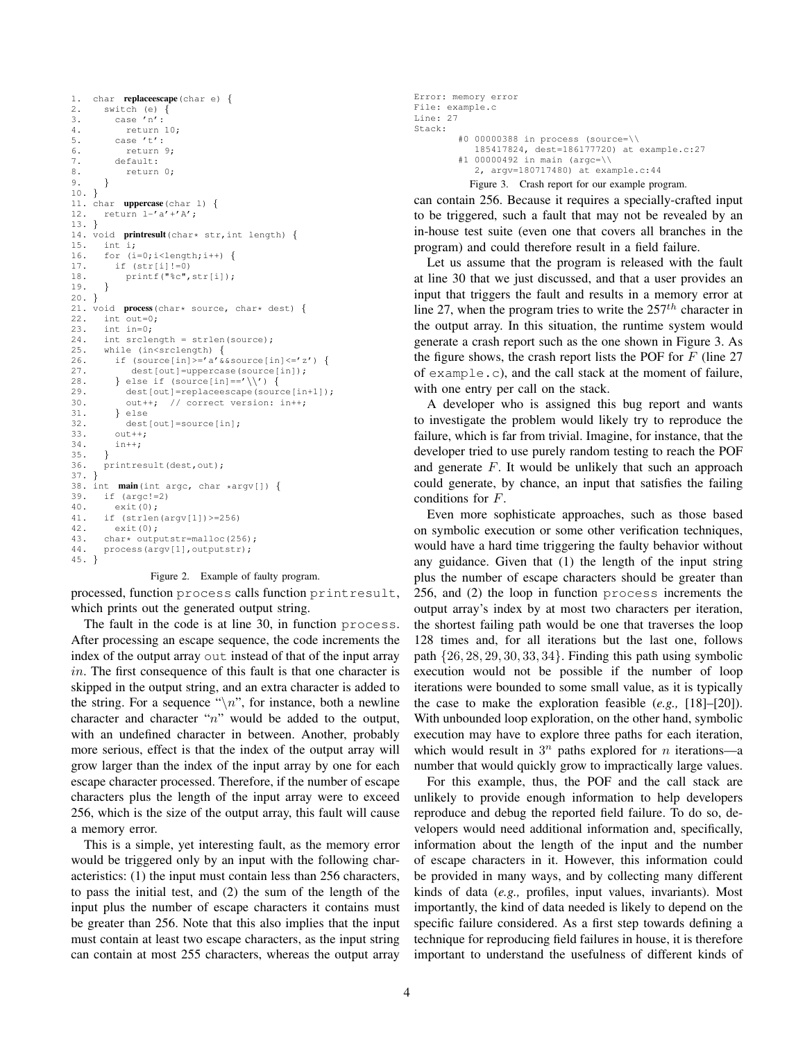```
1.  char  replaceescape(char e) {
2.    switch (e) {
3.      case 'n':
4.        return 10;
5.      case 't':
6.        return 9;
7.      default:
8.        return 0;
9.    }
10. }
11. char  uppercase(char l) {
12.   return l-'a'+'A';
13. }
14. void  printresult(char* str,int length) {
15.   int i;
16.   for (i=0;i<length;i++) {
17.     if (str[i]!=0)
18.       printf("%c",str[i]);
19.   }
20. }
21. void  process(char* source, char* dest) {
22.   int out=0;
23.   int in=0;
24.   int srclength = strlen(source);
25.   while (in<srclength) {
26.     if (source[in]>='a'&&source[in]<='z') {
27.       dest[out]=uppercase(source[in]);
28.     } else if (source[in]=='\\') {
29.       dest[out]=replaceescape(source[in+1]);
30.       out++;  // correct version: in++;
31.     } else
32.       dest[out]=source[in];
33.     out++;
34.     in++;
35.   }
36.   printresult(dest,out);
37. }
38. int  main(int argc, char *argv[]) {
39.   if (argc!=2)
40.     exit(0);
41.   if (strlen(argv[1])>=256)
42.     exit(0);
43.   char* outputstr=malloc(256);
44.   process(argv[1],outputstr);
45. }
```

Figure 2. Example of faulty program.

processed, function `process` calls function `printresult`, which prints out the generated output string.

The fault in the code is at line 30, in function `process`. After processing an escape sequence, the code increments the index of the output array `out` instead of that of the input array *in*. The first consequence of this fault is that one character is skipped in the output string, and an extra character is added to the string. For a sequence "$\backslash n$", for instance, both a newline character and character "$n$" would be added to the output, with an undefined character in between. Another, probably more serious, effect is that the index of the output array will grow larger than the index of the input array by one for each escape character processed. Therefore, if the number of escape characters plus the length of the input array were to exceed 256, which is the size of the output array, this fault will cause a memory error.

This is a simple, yet interesting fault, as the memory error would be triggered only by an input with the following characteristics: (1) the input must contain less than 256 characters, to pass the initial test, and (2) the sum of the length of the input plus the number of escape characters it contains must be greater than 256. Note that this also implies that the input must contain at least two escape characters, as the input string can contain at most 255 characters, whereas the output array can contain 256. Because it requires a specially-crafted input to be triggered, such a fault that may not be revealed by an in-house test suite (even one that covers all branches in the program) and could therefore result in a field failure.

```
Error: memory error
File: example.c
Line: 27
Stack:
        #0 00000388 in process (source=\\
           185417824, dest=186177720) at example.c:27
        #1 00000492 in main (argc=\\
           2, argv=180717480) at example.c:44
```

Figure 3. Crash report for our example program.

Let us assume that the program is released with the fault at line 30 that we just discussed, and that a user provides an input that triggers the fault and results in a memory error at line 27, when the program tries to write the $257^{th}$ character in the output array. In this situation, the runtime system would generate a crash report such as the one shown in Figure 3. As the figure shows, the crash report lists the POF for $F$ (line 27 of `example.c`), and the call stack at the moment of failure, with one entry per call on the stack.

A developer who is assigned this bug report and wants to investigate the problem would likely try to reproduce the failure, which is far from trivial. Imagine, for instance, that the developer tried to use purely random testing to reach the POF and generate $F$. It would be unlikely that such an approach could generate, by chance, an input that satisfies the failing conditions for $F$.

Even more sophisticate approaches, such as those based on symbolic execution or some other verification techniques, would have a hard time triggering the faulty behavior without any guidance. Given that (1) the length of the input string plus the number of escape characters should be greater than 256, and (2) the loop in function `process` increments the output array's index by at most two characters per iteration, the shortest failing path would be one that traverses the loop 128 times and, for all iterations but the last one, follows path $\{26, 28, 29, 30, 33, 34\}$. Finding this path using symbolic execution would not be possible if the number of loop iterations were bounded to some small value, as it is typically the case to make the exploration feasible (*e.g.,* [18]–[20]). With unbounded loop exploration, on the other hand, symbolic execution may have to explore three paths for each iteration, which would result in $3^n$ paths explored for $n$ iterations—a number that would quickly grow to impractically large values.

For this example, thus, the POF and the call stack are unlikely to provide enough information to help developers reproduce and debug the reported field failure. To do so, developers would need additional information and, specifically, information about the length of the input and the number of escape characters in it. However, this information could be provided in many ways, and by collecting many different kinds of data (*e.g.,* profiles, input values, invariants). Most importantly, the kind of data needed is likely to depend on the specific failure considered. As a first step towards defining a technique for reproducing field failures in house, it is therefore important to understand the usefulness of different kinds of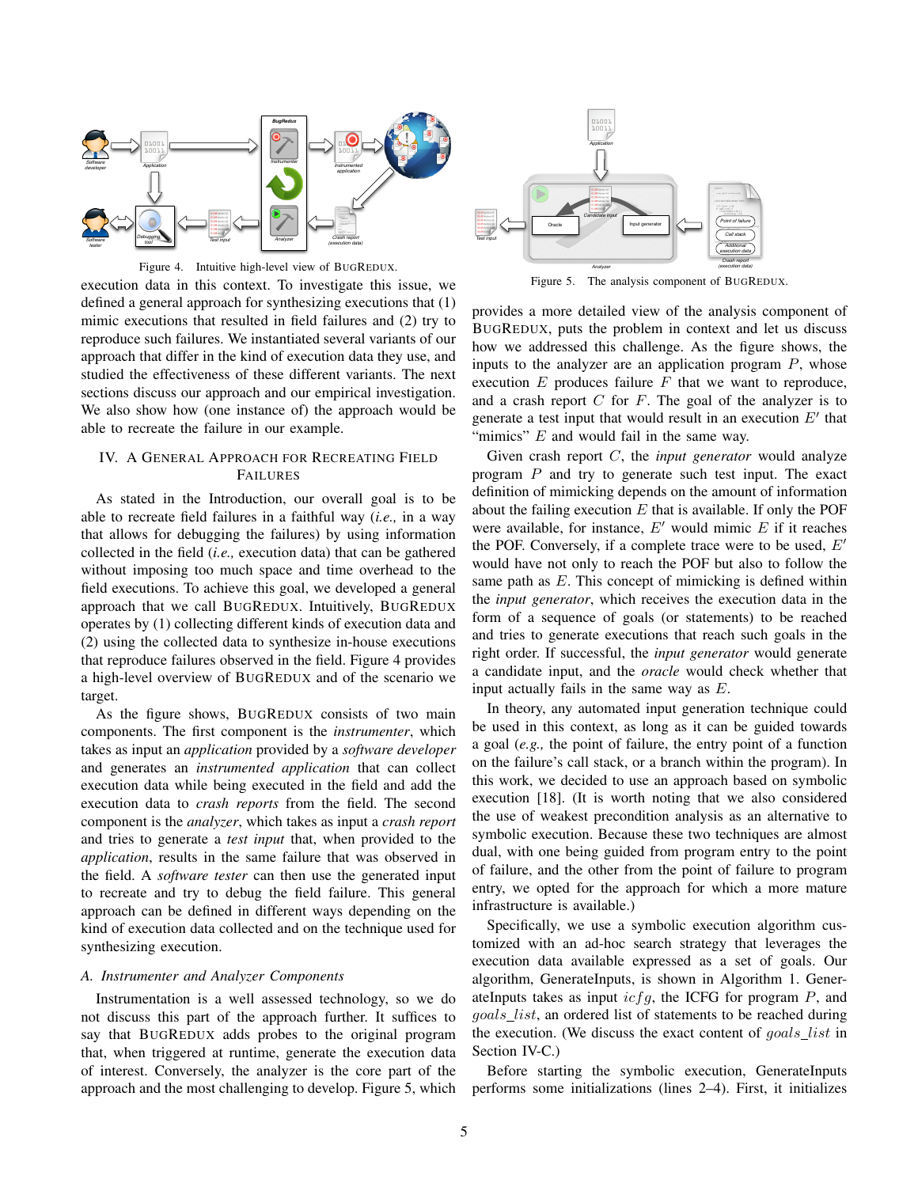Figure 4. Intuitive high-level view of BUGREDUX.

execution data in this context. To investigate this issue, we defined a general approach for synthesizing executions that (1) mimic executions that resulted in field failures and (2) try to reproduce such failures. We instantiated several variants of our approach that differ in the kind of execution data they use, and studied the effectiveness of these different variants. The next sections discuss our approach and our empirical investigation. We also show how (one instance of) the approach would be able to recreate the failure in our example.

## IV. A General Approach for Recreating Field Failures

As stated in the Introduction, our overall goal is to be able to recreate field failures in a faithful way (*i.e.,* in a way that allows for debugging the failures) by using information collected in the field (*i.e.,* execution data) that can be gathered without imposing too much space and time overhead to the field executions. To achieve this goal, we developed a general approach that we call BUGREDUX. Intuitively, BUGREDUX operates by (1) collecting different kinds of execution data and (2) using the collected data to synthesize in-house executions that reproduce failures observed in the field. Figure 4 provides a high-level overview of BUGREDUX and of the scenario we target.

As the figure shows, BUGREDUX consists of two main components. The first component is the *instrumenter*, which takes as input an *application* provided by a *software developer* and generates an *instrumented application* that can collect execution data while being executed in the field and add the execution data to *crash reports* from the field. The second component is the *analyzer*, which takes as input a *crash report* and tries to generate a *test input* that, when provided to the *application*, results in the same failure that was observed in the field. A *software tester* can then use the generated input to recreate and try to debug the field failure. This general approach can be defined in different ways depending on the kind of execution data collected and on the technique used for synthesizing execution.

### A. Instrumenter and Analyzer Components

Instrumentation is a well assessed technology, so we do not discuss this part of the approach further. It suffices to say that BUGREDUX adds probes to the original program that, when triggered at runtime, generate the execution data of interest. Conversely, the analyzer is the core part of the approach and the most challenging to develop. Figure 5, which provides a more detailed view of the analysis component of BUGREDUX, puts the problem in context and let us discuss how we addressed this challenge. As the figure shows, the inputs to the analyzer are an application program $P$, whose execution $E$ produces failure $F$ that we want to reproduce, and a crash report $C$ for $F$. The goal of the analyzer is to generate a test input that would result in an execution $E'$ that "mimics" $E$ and would fail in the same way.

Figure 5. The analysis component of BUGREDUX.

Given crash report $C$, the *input generator* would analyze program $P$ and try to generate such test input. The exact definition of mimicking depends on the amount of information about the failing execution $E$ that is available. If only the POF were available, for instance, $E'$ would mimic $E$ if it reaches the POF. Conversely, if a complete trace were to be used, $E'$ would have not only to reach the POF but also to follow the same path as $E$. This concept of mimicking is defined within the *input generator*, which receives the execution data in the form of a sequence of goals (or statements) to be reached and tries to generate executions that reach such goals in the right order. If successful, the *input generator* would generate a candidate input, and the *oracle* would check whether that input actually fails in the same way as $E$.

In theory, any automated input generation technique could be used in this context, as long as it can be guided towards a goal (*e.g.,* the point of failure, the entry point of a function on the failure's call stack, or a branch within the program). In this work, we decided to use an approach based on symbolic execution [18]. (It is worth noting that we also considered the use of weakest precondition analysis as an alternative to symbolic execution. Because these two techniques are almost dual, with one being guided from program entry to the point of failure, and the other from the point of failure to program entry, we opted for the approach for which a more mature infrastructure is available.)

Specifically, we use a symbolic execution algorithm customized with an ad-hoc search strategy that leverages the execution data available expressed as a set of goals. Our algorithm, GenerateInputs, is shown in Algorithm 1. GenerateInputs takes as input $icfg$, the ICFG for program $P$, and $goals\_list$, an ordered list of statements to be reached during the execution. (We discuss the exact content of $goals\_list$ in Section IV-C.)

Before starting the symbolic execution, GenerateInputs performs some initializations (lines 2–4). First, it initializes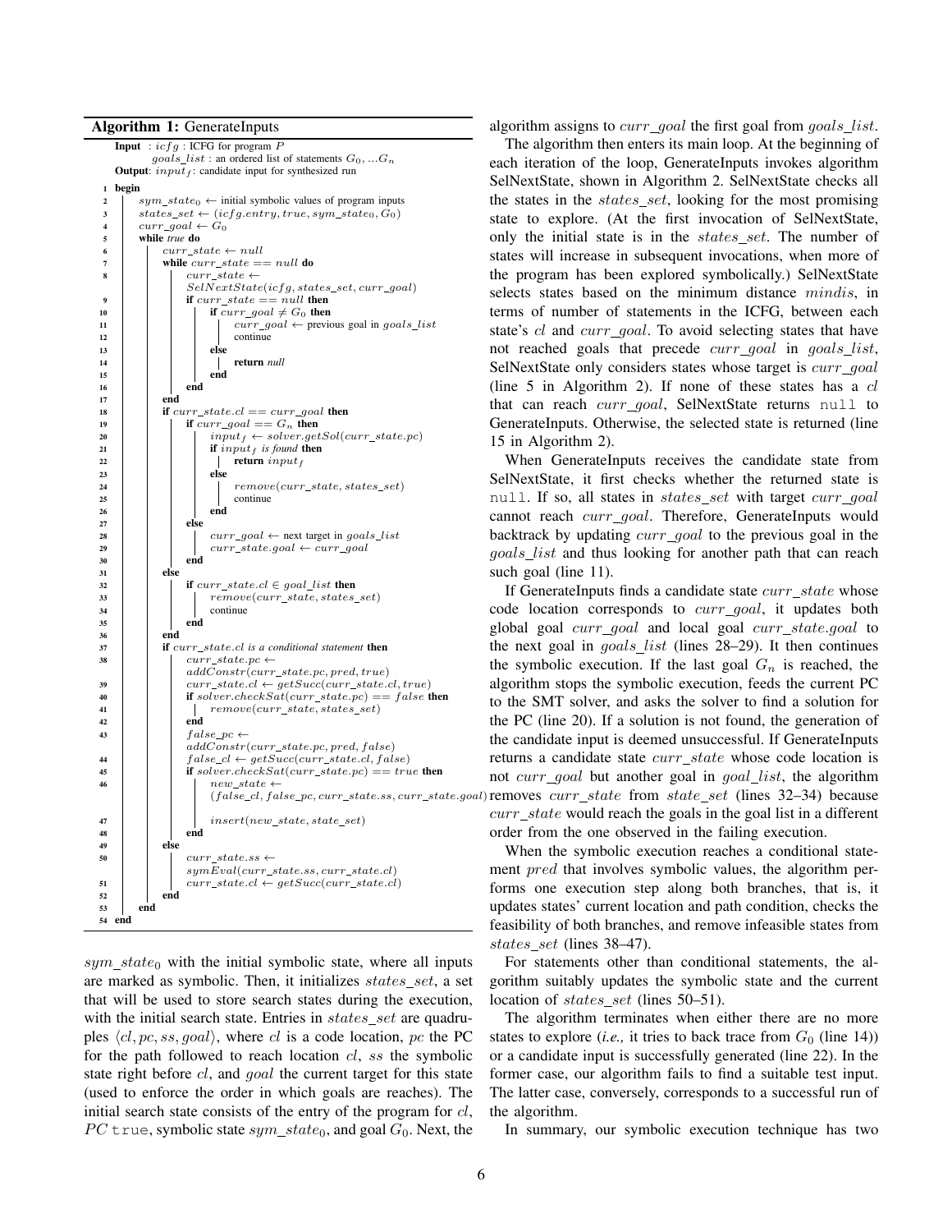**Algorithm 1:** GenerateInputs

```
Input : icfg : ICFG for program P
        goals_list : an ordered list of statements G_0, ...G_n
Output: input_f : candidate input for synthesized run
1  begin
2      sym_state_0 ← initial symbolic values of program inputs
3      states_set ← (icfg.entry, true, sym_state_0, G_0)
4      curr_goal ← G_0
5      while true do
6          curr_state ← null
7          while curr_state == null do
8              curr_state ←
               SelNextState(icfg, states_set, curr_goal)
9              if curr_state == null then
10                 if curr_goal ≠ G_0 then
11                     curr_goal ← previous goal in goals_list
12                     continue
13                 else
14                     return null
15                 end
16             end
17         end
18         if curr_state.cl == curr_goal then
19             if curr_goal == G_n then
20                 input_f ← solver.getSol(curr_state.pc)
21                 if input_f is found then
22                     return input_f
23                 else
24                     remove(curr_state, states_set)
25                     continue
26                 end
27             else
28                 curr_goal ← next target in goals_list
29                 curr_state.goal ← curr_goal
30             end
31         else
32             if curr_state.cl ∈ goal_list then
33                 remove(curr_state, states_set)
34                 continue
35             end
36         end
37         if curr_state.cl is a conditional statement then
38             curr_state.pc ←
               addConstr(curr_state.pc, pred, true)
39             curr_state.cl ← getSucc(curr_state.cl, true)
40             if solver.checkSat(curr_state.pc) == false then
41                 remove(curr_state, states_set)
42             end
43             false_pc ←
               addConstr(curr_state.pc, pred, false)
44             false_cl ← getSucc(curr_state.cl, false)
45             if solver.checkSat(curr_state.pc) == true then
46                 new_state ←
                   (false_cl, false_pc, curr_state.ss, curr_state.goal)
47                 insert(new_state, state_set)
48             end
49         else
50             curr_state.ss ←
               symEval(curr_state.ss, curr_state.cl)
51             curr_state.cl ← getSucc(curr_state.cl)
52         end
53     end
54 end
```

$sym\_state_0$ with the initial symbolic state, where all inputs are marked as symbolic. Then, it initializes $states\_set$, a set that will be used to store search states during the execution, with the initial search state. Entries in $states\_set$ are quadruples $\langle cl, pc, ss, goal \rangle$, where $cl$ is a code location, $pc$ the PC for the path followed to reach location $cl$, $ss$ the symbolic state right before $cl$, and $goal$ the current target for this state (used to enforce the order in which goals are reaches). The initial search state consists of the entry of the program for $cl$, $PC$ true, symbolic state $sym\_state_0$, and goal $G_0$. Next, the algorithm assigns to $curr\_goal$ the first goal from $goals\_list$.

The algorithm then enters its main loop. At the beginning of each iteration of the loop, GenerateInputs invokes algorithm SelNextState, shown in Algorithm 2. SelNextState checks all the states in the $states\_set$, looking for the most promising state to explore. (At the first invocation of SelNextState, only the initial state is in the $states\_set$. The number of states will increase in subsequent invocations, when more of the program has been explored symbolically.) SelNextState selects states based on the minimum distance $mindis$, in terms of number of statements in the ICFG, between each state's $cl$ and $curr\_goal$. To avoid selecting states that have not reached goals that precede $curr\_goal$ in $goals\_list$, SelNextState only considers states whose target is $curr\_goal$ (line 5 in Algorithm 2). If none of these states has a $cl$ that can reach $curr\_goal$, SelNextState returns null to GenerateInputs. Otherwise, the selected state is returned (line 15 in Algorithm 2).

When GenerateInputs receives the candidate state from SelNextState, it first checks whether the returned state is null. If so, all states in $states\_set$ with target $curr\_goal$ cannot reach $curr\_goal$. Therefore, GenerateInputs would backtrack by updating $curr\_goal$ to the previous goal in the $goals\_list$ and thus looking for another path that can reach such goal (line 11).

If GenerateInputs finds a candidate state $curr\_state$ whose code location corresponds to $curr\_goal$, it updates both global goal $curr\_goal$ and local goal $curr\_state.goal$ to the next goal in $goals\_list$ (lines 28–29). It then continues the symbolic execution. If the last goal $G_n$ is reached, the algorithm stops the symbolic execution, feeds the current PC to the SMT solver, and asks the solver to find a solution for the PC (line 20). If a solution is not found, the generation of the candidate input is deemed unsuccessful. If GenerateInputs returns a candidate state $curr\_state$ whose code location is not $curr\_goal$ but another goal in $goal\_list$, the algorithm removes $curr\_state$ from $state\_set$ (lines 32–34) because $curr\_state$ would reach the goals in the goal list in a different order from the one observed in the failing execution.

When the symbolic execution reaches a conditional statement $pred$ that involves symbolic values, the algorithm performs one execution step along both branches, that is, it updates states' current location and path condition, checks the feasibility of both branches, and remove infeasible states from $states\_set$ (lines 38–47).

For statements other than conditional statements, the algorithm suitably updates the symbolic state and the current location of $states\_set$ (lines 50–51).

The algorithm terminates when either there are no more states to explore (*i.e.,* it tries to back trace from $G_0$ (line 14)) or a candidate input is successfully generated (line 22). In the former case, our algorithm fails to find a suitable test input. The latter case, conversely, corresponds to a successful run of the algorithm.

In summary, our symbolic execution technique has two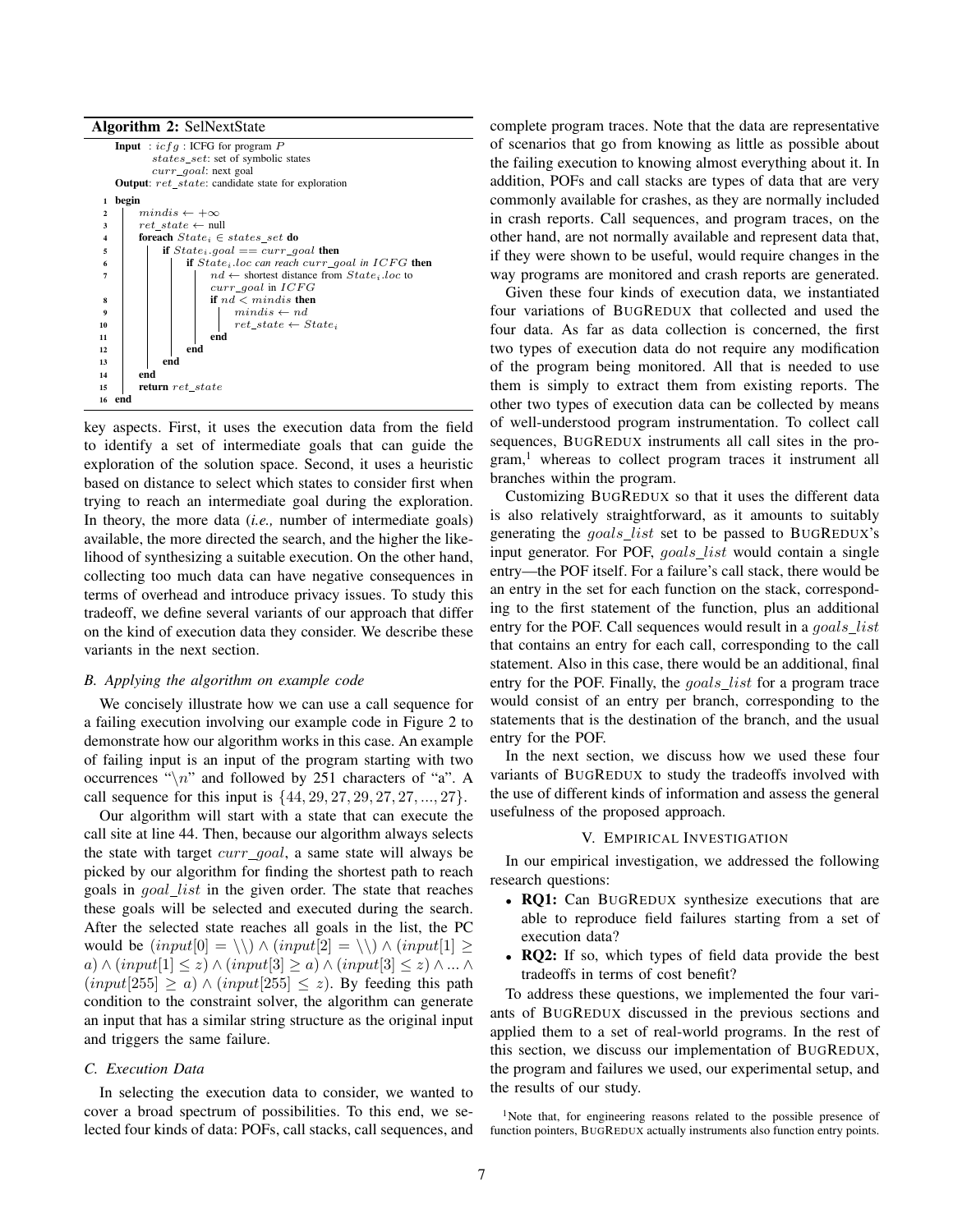**Algorithm 2:** SelNextState

```
Input  : icfg : ICFG for program P
         states_set: set of symbolic states
         curr_goal: next goal
Output: ret_state: candidate state for exploration
1  begin
2      mindis ← +∞
3      ret_state ← null
4      foreach State_i ∈ states_set do
5          if State_i.goal == curr_goal then
6              if State_i.loc can reach curr_goal in ICFG then
7                  nd ← shortest distance from State_i.loc to
                   curr_goal in ICFG
8                  if nd < mindis then
9                      mindis ← nd
10                     ret_state ← State_i
11                 end
12             end
13         end
14     end
15     return ret_state
16 end
```

key aspects. First, it uses the execution data from the field to identify a set of intermediate goals that can guide the exploration of the solution space. Second, it uses a heuristic based on distance to select which states to consider first when trying to reach an intermediate goal during the exploration. In theory, the more data (*i.e.,* number of intermediate goals) available, the more directed the search, and the higher the likelihood of synthesizing a suitable execution. On the other hand, collecting too much data can have negative consequences in terms of overhead and introduce privacy issues. To study this tradeoff, we define several variants of our approach that differ on the kind of execution data they consider. We describe these variants in the next section.

### B. Applying the algorithm on example code

We concisely illustrate how we can use a call sequence for a failing execution involving our example code in Figure 2 to demonstrate how our algorithm works in this case. An example of failing input is an input of the program starting with two occurrences "$\backslash n$" and followed by 251 characters of "a". A call sequence for this input is $\{44, 29, 27, 29, 27, 27, ..., 27\}$.

Our algorithm will start with a state that can execute the call site at line 44. Then, because our algorithm always selects the state with target $curr\_goal$, a same state will always be picked by our algorithm for finding the shortest path to reach goals in $goal\_list$ in the given order. The state that reaches these goals will be selected and executed during the search. After the selected state reaches all goals in the list, the PC would be $(input[0] = \backslash\backslash) \wedge (input[2] = \backslash\backslash) \wedge (input[1] \geq a) \wedge (input[1] \leq z) \wedge (input[3] \geq a) \wedge (input[3] \leq z) \wedge ... \wedge (input[255] \geq a) \wedge (input[255] \leq z)$. By feeding this path condition to the constraint solver, the algorithm can generate an input that has a similar string structure as the original input and triggers the same failure.

### C. Execution Data

In selecting the execution data to consider, we wanted to cover a broad spectrum of possibilities. To this end, we selected four kinds of data: POFs, call stacks, call sequences, and complete program traces. Note that the data are representative of scenarios that go from knowing as little as possible about the failing execution to knowing almost everything about it. In addition, POFs and call stacks are types of data that are very commonly available for crashes, as they are normally included in crash reports. Call sequences, and program traces, on the other hand, are not normally available and represent data that, if they were shown to be useful, would require changes in the way programs are monitored and crash reports are generated.

Given these four kinds of execution data, we instantiated four variations of BUGREDUX that collected and used the four data. As far as data collection is concerned, the first two types of execution data do not require any modification of the program being monitored. All that is needed to use them is simply to extract them from existing reports. The other two types of execution data can be collected by means of well-understood program instrumentation. To collect call sequences, BUGREDUX instruments all call sites in the program,[1] whereas to collect program traces it instrument all branches within the program.

Customizing BUGREDUX so that it uses the different data is also relatively straightforward, as it amounts to suitably generating the $goals\_list$ set to be passed to BUGREDUX's input generator. For POF, $goals\_list$ would contain a single entry—the POF itself. For a failure's call stack, there would be an entry in the set for each function on the stack, corresponding to the first statement of the function, plus an additional entry for the POF. Call sequences would result in a $goals\_list$ that contains an entry for each call, corresponding to the call statement. Also in this case, there would be an additional, final entry for the POF. Finally, the $goals\_list$ for a program trace would consist of an entry per branch, corresponding to the statements that is the destination of the branch, and the usual entry for the POF.

In the next section, we discuss how we used these four variants of BUGREDUX to study the tradeoffs involved with the use of different kinds of information and assess the general usefulness of the proposed approach.

## V. EMPIRICAL INVESTIGATION

In our empirical investigation, we addressed the following research questions:

- **RQ1:** Can BUGREDUX synthesize executions that are able to reproduce field failures starting from a set of execution data?
- **RQ2:** If so, which types of field data provide the best tradeoffs in terms of cost benefit?

To address these questions, we implemented the four variants of BUGREDUX discussed in the previous sections and applied them to a set of real-world programs. In the rest of this section, we discuss our implementation of BUGREDUX, the program and failures we used, our experimental setup, and the results of our study.

[1] Note that, for engineering reasons related to the possible presence of function pointers, BUGREDUX actually instruments also function entry points.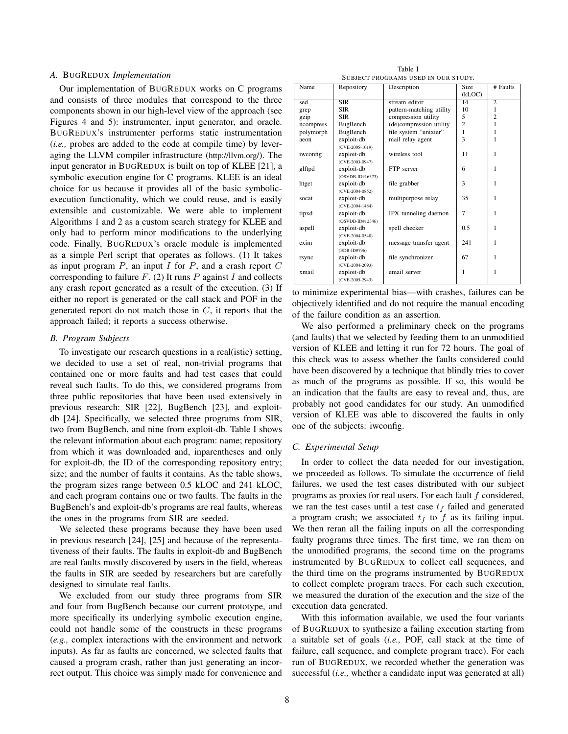### A. BugRedux *Implementation*

Our implementation of BugRedux works on C programs and consists of three modules that correspond to the three components shown in our high-level view of the approach (see Figures 4 and 5): instrumenter, input generator, and oracle. BugRedux's instrumenter performs static instrumentation (*i.e.,* probes are added to the code at compile time) by leveraging the LLVM compiler infrastructure (http://llvm.org/). The input generator in BugRedux is built on top of KLEE [21], a symbolic execution engine for C programs. KLEE is an ideal choice for us because it provides all of the basic symbolic-execution functionality, which we could reuse, and is easily extensible and customizable. We were able to implement Algorithms 1 and 2 as a custom search strategy for KLEE and only had to perform minor modifications to the underlying code. Finally, BugRedux's oracle module is implemented as a simple Perl script that operates as follows. (1) It takes as input program $P$, an input $I$ for $P$, and a crash report $C$ corresponding to failure $F$. (2) It runs $P$ against $I$ and collects any crash report generated as a result of the execution. (3) If either no report is generated or the call stack and POF in the generated report do not match those in $C$, it reports that the approach failed; it reports a success otherwise.

### B. Program Subjects

To investigate our research questions in a real(istic) setting, we decided to use a set of real, non-trivial programs that contained one or more faults and had test cases that could reveal such faults. To do this, we considered programs from three public repositories that have been used extensively in previous research: SIR [22], BugBench [23], and exploit-db [24]. Specifically, we selected three programs from SIR, two from BugBench, and nine from exploit-db. Table I shows the relevant information about each program: name; repository from which it was downloaded and, inparentheses and only for exploit-db, the ID of the corresponding repository entry; size; and the number of faults it contains. As the table shows, the program sizes range between 0.5 kLOC and 241 kLOC, and each program contains one or two faults. The faults in the BugBench's and exploit-db's programs are real faults, whereas the ones in the programs from SIR are seeded.

We selected these programs because they have been used in previous research [24], [25] and because of the representativeness of their faults. The faults in exploit-db and BugBench are real faults mostly discovered by users in the field, whereas the faults in SIR are seeded by researchers but are carefully designed to simulate real faults.

We excluded from our study three programs from SIR and four from BugBench because our current prototype, and more specifically its underlying symbolic execution engine, could not handle some of the constructs in these programs (*e.g.,* complex interactions with the environment and network inputs). As far as faults are concerned, we selected faults that caused a program crash, rather than just generating an incorrect output. This choice was simply made for convenience and to minimize experimental bias—with crashes, failures can be objectively identified and do not require the manual encoding of the failure condition as an assertion.

Table I
Subject programs used in our study.

| Name | Repository | Description | Size (kLOC) | # Faults |
|---|---|---|---|---|
| sed | SIR | stream editor | 14 | 2 |
| grep | SIR | pattern-matching utility | 10 | 1 |
| gzip | SIR | compression utility | 5 | 2 |
| ncompress | BugBench | (de)compression utility | 2 | 1 |
| polymorph | BugBench | file system "unixier" | 1 | 1 |
| aeon | exploit-db (CVE-2005-1019) | mail relay agent | 3 | 1 |
| iwconfig | exploit-db (CVE-2003-0947) | wireless tool | 11 | 1 |
| glftpd | exploit-db (OSVDB-ID#16373) | FTP server | 6 | 1 |
| htget | exploit-db (CVE-2004-0852) | file grabber | 3 | 1 |
| socat | exploit-db (CVE-2004-1484) | multipurpose relay | 35 | 1 |
| tipxd | exploit-db (OSVDB-ID#12346) | IPX tunneling daemon | 7 | 1 |
| aspell | exploit-db (CVE-2004-0548) | spell checker | 0.5 | 1 |
| exim | exploit-db (EDB-ID#796) | message transfer agent | 241 | 1 |
| rsync | exploit-db (CVE-2004-2093) | file synchronizer | 67 | 1 |
| xmail | exploit-db (CVE-2005-2943) | email server | 1 | 1 |

We also performed a preliminary check on the programs (and faults) that we selected by feeding them to an unmodified version of KLEE and letting it run for 72 hours. The goal of this check was to assess whether the faults considered could have been discovered by a technique that blindly tries to cover as much of the programs as possible. If so, this would be an indication that the faults are easy to reveal and, thus, are probably not good candidates for our study. An unmodified version of KLEE was able to discovered the faults in only one of the subjects: iwconfig.

### C. Experimental Setup

In order to collect the data needed for our investigation, we proceeded as follows. To simulate the occurrence of field failures, we used the test cases distributed with our subject programs as proxies for real users. For each fault $f$ considered, we ran the test cases until a test case $t_f$ failed and generated a program crash; we associated $t_f$ to $f$ as its failing input. We then reran all the failing inputs on all the corresponding faulty programs three times. The first time, we ran them on the unmodified programs, the second time on the programs instrumented by BugRedux to collect call sequences, and the third time on the programs instrumented by BugRedux to collect complete program traces. For each such execution, we measured the duration of the execution and the size of the execution data generated.

With this information available, we used the four variants of BugRedux to synthesize a failing execution starting from a suitable set of goals (*i.e.,* POF, call stack at the time of failure, call sequence, and complete program trace). For each run of BugRedux, we recorded whether the generation was successful (*i.e.,* whether a candidate input was generated at all)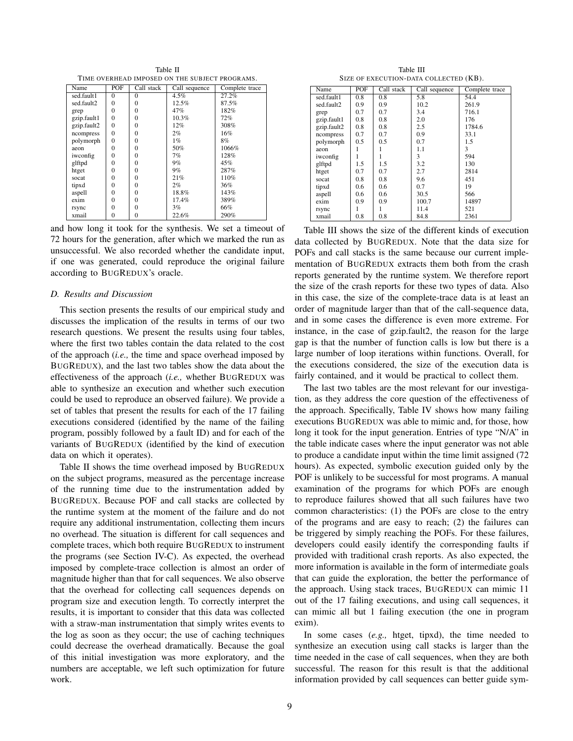Table II
TIME OVERHEAD IMPOSED ON THE SUBJECT PROGRAMS.

| Name | POF | Call stack | Call sequence | Complete trace |
|---|---|---|---|---|
| sed.fault1 | 0 | 0 | 4.5% | 27.2% |
| sed.fault2 | 0 | 0 | 12.5% | 87.5% |
| grep | 0 | 0 | 47% | 182% |
| gzip.fault1 | 0 | 0 | 10.3% | 72% |
| gzip.fault2 | 0 | 0 | 12% | 308% |
| ncompress | 0 | 0 | 2% | 16% |
| polymorph | 0 | 0 | 1% | 8% |
| aeon | 0 | 0 | 50% | 1066% |
| iwconfig | 0 | 0 | 7% | 128% |
| glftpd | 0 | 0 | 9% | 45% |
| htget | 0 | 0 | 9% | 287% |
| socat | 0 | 0 | 21% | 110% |
| tipxd | 0 | 0 | 2% | 36% |
| aspell | 0 | 0 | 18.8% | 143% |
| exim | 0 | 0 | 17.4% | 389% |
| rsync | 0 | 0 | 3% | 66% |
| xmail | 0 | 0 | 22.6% | 290% |

Table III
SIZE OF EXECUTION-DATA COLLECTED (KB).

| Name | POF | Call stack | Call sequence | Complete trace |
|---|---|---|---|---|
| sed.fault1 | 0.8 | 0.8 | 5.8 | 54.4 |
| sed.fault2 | 0.9 | 0.9 | 10.2 | 261.9 |
| grep | 0.7 | 0.7 | 3.4 | 716.1 |
| gzip.fault1 | 0.8 | 0.8 | 2.0 | 176 |
| gzip.fault2 | 0.8 | 0.8 | 2.5 | 1784.6 |
| ncompress | 0.7 | 0.7 | 0.9 | 33.1 |
| polymorph | 0.5 | 0.5 | 0.7 | 1.5 |
| aeon | 1 | 1 | 1.1 | 3 |
| iwconfig | 1 | 1 | 3 | 594 |
| glftpd | 1.5 | 1.5 | 3.2 | 130 |
| htget | 0.7 | 0.7 | 2.7 | 2814 |
| socat | 0.8 | 0.8 | 9.6 | 451 |
| tipxd | 0.6 | 0.6 | 0.7 | 19 |
| aspell | 0.6 | 0.6 | 30.5 | 566 |
| exim | 0.9 | 0.9 | 100.7 | 14897 |
| rsync | 1 | 1 | 11.4 | 521 |
| xmail | 0.8 | 0.8 | 84.8 | 2361 |

and how long it took for the synthesis. We set a timeout of 72 hours for the generation, after which we marked the run as unsuccessful. We also recorded whether the candidate input, if one was generated, could reproduce the original failure according to BUGREDUX's oracle.

### D. Results and Discussion

This section presents the results of our empirical study and discusses the implication of the results in terms of our two research questions. We present the results using four tables, where the first two tables contain the data related to the cost of the approach (*i.e.,* the time and space overhead imposed by BUGREDUX), and the last two tables show the data about the effectiveness of the approach (*i.e.,* whether BUGREDUX was able to synthesize an execution and whether such execution could be used to reproduce an observed failure). We provide a set of tables that present the results for each of the 17 failing executions considered (identified by the name of the failing program, possibly followed by a fault ID) and for each of the variants of BUGREDUX (identified by the kind of execution data on which it operates).

Table II shows the time overhead imposed by BUGREDUX on the subject programs, measured as the percentage increase of the running time due to the instrumentation added by BUGREDUX. Because POF and call stacks are collected by the runtime system at the moment of the failure and do not require any additional instrumentation, collecting them incurs no overhead. The situation is different for call sequences and complete traces, which both require BUGREDUX to instrument the programs (see Section IV-C). As expected, the overhead imposed by complete-trace collection is almost an order of magnitude higher than that for call sequences. We also observe that the overhead for collecting call sequences depends on program size and execution length. To correctly interpret the results, it is important to consider that this data was collected with a straw-man instrumentation that simply writes events to the log as soon as they occur; the use of caching techniques could decrease the overhead dramatically. Because the goal of this initial investigation was more exploratory, and the numbers are acceptable, we left such optimization for future work.

Table III shows the size of the different kinds of execution data collected by BUGREDUX. Note that the data size for POFs and call stacks is the same because our current implementation of BUGREDUX extracts them both from the crash reports generated by the runtime system. We therefore report the size of the crash reports for these two types of data. Also in this case, the size of the complete-trace data is at least an order of magnitude larger than that of the call-sequence data, and in some cases the difference is even more extreme. For instance, in the case of gzip.fault2, the reason for the large gap is that the number of function calls is low but there is a large number of loop iterations within functions. Overall, for the executions considered, the size of the execution data is fairly contained, and it would be practical to collect them.

The last two tables are the most relevant for our investigation, as they address the core question of the effectiveness of the approach. Specifically, Table IV shows how many failing executions BUGREDUX was able to mimic and, for those, how long it took for the input generation. Entries of type "N/A" in the table indicate cases where the input generator was not able to produce a candidate input within the time limit assigned (72 hours). As expected, symbolic execution guided only by the POF is unlikely to be successful for most programs. A manual examination of the programs for which POFs are enough to reproduce failures showed that all such failures have two common characteristics: (1) the POFs are close to the entry of the programs and are easy to reach; (2) the failures can be triggered by simply reaching the POFs. For these failures, developers could easily identify the corresponding faults if provided with traditional crash reports. As also expected, the more information is available in the form of intermediate goals that can guide the exploration, the better the performance of the approach. Using stack traces, BUGREDUX can mimic 11 out of the 17 failing executions, and using call sequences, it can mimic all but 1 failing execution (the one in program exim).

In some cases (*e.g.,* htget, tipxd), the time needed to synthesize an execution using call stacks is larger than the time needed in the case of call sequences, when they are both successful. The reason for this result is that the additional information provided by call sequences can better guide sym-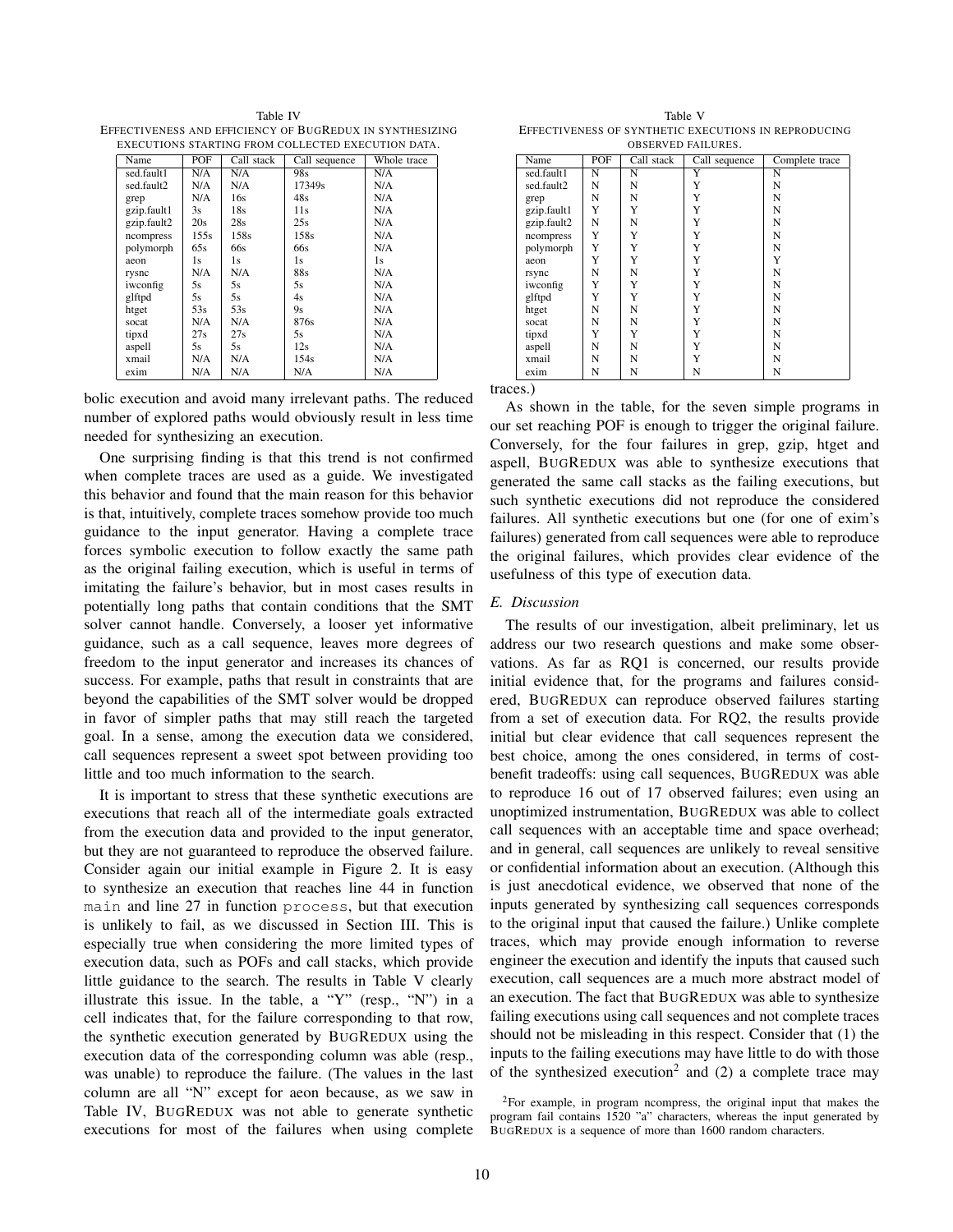Table IV
EFFECTIVENESS AND EFFICIENCY OF BUGREDUX IN SYNTHESIZING EXECUTIONS STARTING FROM COLLECTED EXECUTION DATA.

| Name | POF | Call stack | Call sequence | Whole trace |
|---|---|---|---|---|
| sed.fault1 | N/A | N/A | 98s | N/A |
| sed.fault2 | N/A | N/A | 17349s | N/A |
| grep | N/A | 16s | 48s | N/A |
| gzip.fault1 | 3s | 18s | 11s | N/A |
| gzip.fault2 | 20s | 28s | 25s | N/A |
| ncompress | 155s | 158s | 158s | N/A |
| polymorph | 65s | 66s | 66s | N/A |
| aeon | 1s | 1s | 1s | 1s |
| rysnc | N/A | N/A | 88s | N/A |
| iwconfig | 5s | 5s | 5s | N/A |
| glftpd | 5s | 5s | 4s | N/A |
| htget | 53s | 53s | 9s | N/A |
| socat | N/A | N/A | 876s | N/A |
| tipxd | 27s | 27s | 5s | N/A |
| aspell | 5s | 5s | 12s | N/A |
| xmail | N/A | N/A | 154s | N/A |
| exim | N/A | N/A | N/A | N/A |

bolic execution and avoid many irrelevant paths. The reduced number of explored paths would obviously result in less time needed for synthesizing an execution.

One surprising finding is that this trend is not confirmed when complete traces are used as a guide. We investigated this behavior and found that the main reason for this behavior is that, intuitively, complete traces somehow provide too much guidance to the input generator. Having a complete trace forces symbolic execution to follow exactly the same path as the original failing execution, which is useful in terms of imitating the failure's behavior, but in most cases results in potentially long paths that contain conditions that the SMT solver cannot handle. Conversely, a looser yet informative guidance, such as a call sequence, leaves more degrees of freedom to the input generator and increases its chances of success. For example, paths that result in constraints that are beyond the capabilities of the SMT solver would be dropped in favor of simpler paths that may still reach the targeted goal. In a sense, among the execution data we considered, call sequences represent a sweet spot between providing too little and too much information to the search.

It is important to stress that these synthetic executions are executions that reach all of the intermediate goals extracted from the execution data and provided to the input generator, but they are not guaranteed to reproduce the observed failure. Consider again our initial example in Figure 2. It is easy to synthesize an execution that reaches line 44 in function `main` and line 27 in function `process`, but that execution is unlikely to fail, as we discussed in Section III. This is especially true when considering the more limited types of execution data, such as POFs and call stacks, which provide little guidance to the search. The results in Table V clearly illustrate this issue. In the table, a "Y" (resp., "N") in a cell indicates that, for the failure corresponding to that row, the synthetic execution generated by BUGREDUX using the execution data of the corresponding column was able (resp., was unable) to reproduce the failure. (The values in the last column are all "N" except for aeon because, as we saw in Table IV, BUGREDUX was not able to generate synthetic executions for most of the failures when using complete traces.)

Table V
EFFECTIVENESS OF SYNTHETIC EXECUTIONS IN REPRODUCING OBSERVED FAILURES.

| Name | POF | Call stack | Call sequence | Complete trace |
|---|---|---|---|---|
| sed.fault1 | N | N | Y | N |
| sed.fault2 | N | N | Y | N |
| grep | N | N | Y | N |
| gzip.fault1 | Y | Y | Y | N |
| gzip.fault2 | N | N | Y | N |
| ncompress | Y | Y | Y | N |
| polymorph | Y | Y | Y | N |
| aeon | Y | Y | Y | Y |
| rsync | N | N | Y | N |
| iwconfig | Y | Y | Y | N |
| glftpd | Y | Y | Y | N |
| htget | N | N | Y | N |
| socat | N | N | Y | N |
| tipxd | Y | Y | Y | N |
| aspell | N | N | Y | N |
| xmail | N | N | Y | N |
| exim | N | N | N | N |

As shown in the table, for the seven simple programs in our set reaching POF is enough to trigger the original failure. Conversely, for the four failures in grep, gzip, htget and aspell, BUGREDUX was able to synthesize executions that generated the same call stacks as the failing executions, but such synthetic executions did not reproduce the considered failures. All synthetic executions but one (for one of exim's failures) generated from call sequences were able to reproduce the original failures, which provides clear evidence of the usefulness of this type of execution data.

### E. Discussion

The results of our investigation, albeit preliminary, let us address our two research questions and make some observations. As far as RQ1 is concerned, our results provide initial evidence that, for the programs and failures considered, BUGREDUX can reproduce observed failures starting from a set of execution data. For RQ2, the results provide initial but clear evidence that call sequences represent the best choice, among the ones considered, in terms of cost-benefit tradeoffs: using call sequences, BUGREDUX was able to reproduce 16 out of 17 observed failures; even using an unoptimized instrumentation, BUGREDUX was able to collect call sequences with an acceptable time and space overhead; and in general, call sequences are unlikely to reveal sensitive or confidential information about an execution. (Although this is just anecdotical evidence, we observed that none of the inputs generated by synthesizing call sequences corresponds to the original input that caused the failure.) Unlike complete traces, which may provide enough information to reverse engineer the execution and identify the inputs that caused such execution, call sequences are a much more abstract model of an execution. The fact that BUGREDUX was able to synthesize failing executions using call sequences and not complete traces should not be misleading in this respect. Consider that (1) the inputs to the failing executions may have little to do with those of the synthesized execution[2] and (2) a complete trace may

[2] For example, in program ncompress, the original input that makes the program fail contains 1520 "a" characters, whereas the input generated by BUGREDUX is a sequence of more than 1600 random characters.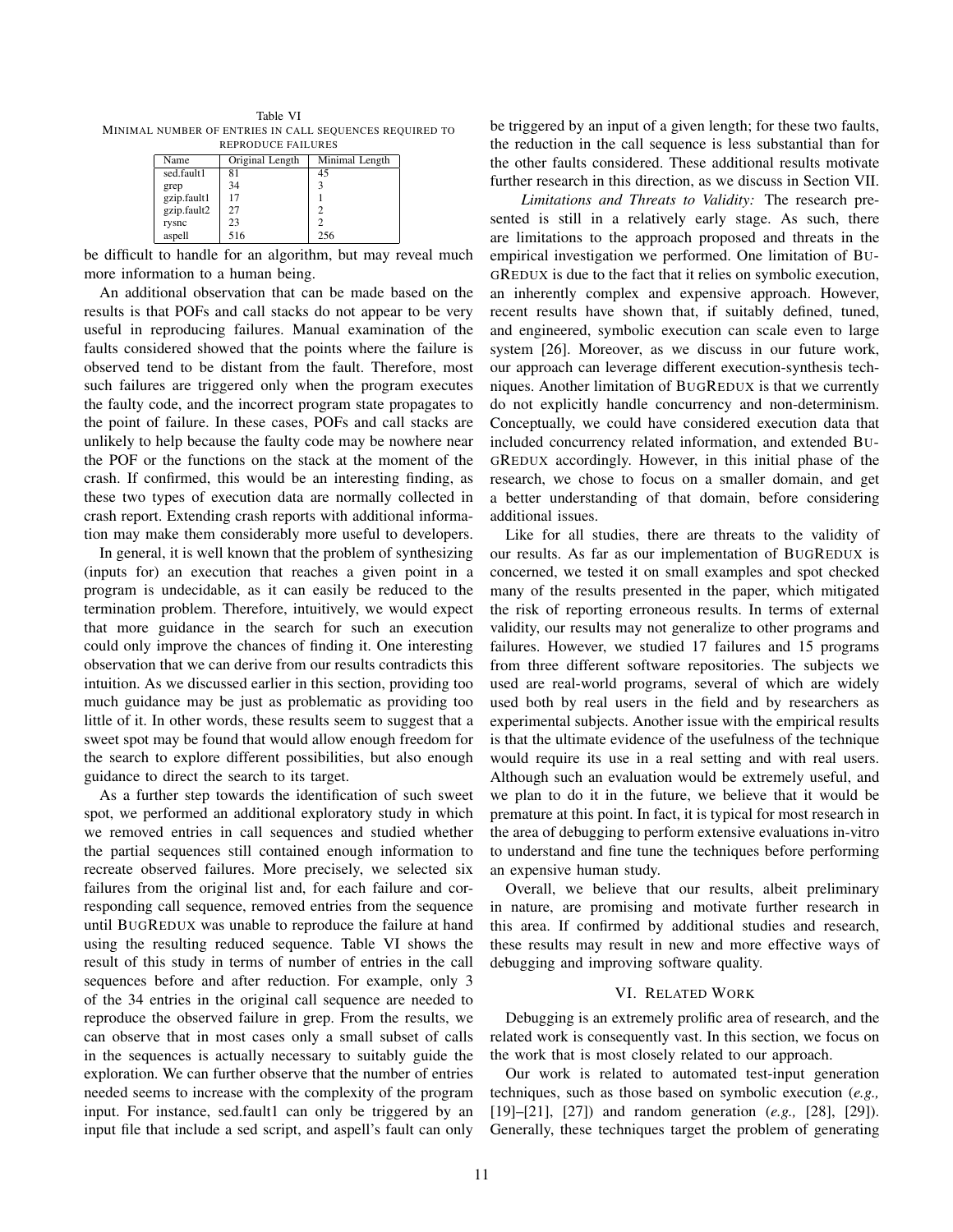Table VI
MINIMAL NUMBER OF ENTRIES IN CALL SEQUENCES REQUIRED TO REPRODUCE FAILURES

| Name | Original Length | Minimal Length |
|---|---|---|
| sed.fault1 | 81 | 45 |
| grep | 34 | 3 |
| gzip.fault1 | 17 | 1 |
| gzip.fault2 | 27 | 2 |
| rysnc | 23 | 2 |
| aspell | 516 | 256 |

be difficult to handle for an algorithm, but may reveal much more information to a human being.

An additional observation that can be made based on the results is that POFs and call stacks do not appear to be very useful in reproducing failures. Manual examination of the faults considered showed that the points where the failure is observed tend to be distant from the fault. Therefore, most such failures are triggered only when the program executes the faulty code, and the incorrect program state propagates to the point of failure. In these cases, POFs and call stacks are unlikely to help because the faulty code may be nowhere near the POF or the functions on the stack at the moment of the crash. If confirmed, this would be an interesting finding, as these two types of execution data are normally collected in crash report. Extending crash reports with additional information may make them considerably more useful to developers.

In general, it is well known that the problem of synthesizing (inputs for) an execution that reaches a given point in a program is undecidable, as it can easily be reduced to the termination problem. Therefore, intuitively, we would expect that more guidance in the search for such an execution could only improve the chances of finding it. One interesting observation that we can derive from our results contradicts this intuition. As we discussed earlier in this section, providing too much guidance may be just as problematic as providing too little of it. In other words, these results seem to suggest that a sweet spot may be found that would allow enough freedom for the search to explore different possibilities, but also enough guidance to direct the search to its target.

As a further step towards the identification of such sweet spot, we performed an additional exploratory study in which we removed entries in call sequences and studied whether the partial sequences still contained enough information to recreate observed failures. More precisely, we selected six failures from the original list and, for each failure and corresponding call sequence, removed entries from the sequence until BUGREDUX was unable to reproduce the failure at hand using the resulting reduced sequence. Table VI shows the result of this study in terms of number of entries in the call sequences before and after reduction. For example, only 3 of the 34 entries in the original call sequence are needed to reproduce the observed failure in grep. From the results, we can observe that in most cases only a small subset of calls in the sequences is actually necessary to suitably guide the exploration. We can further observe that the number of entries needed seems to increase with the complexity of the program input. For instance, sed.fault1 can only be triggered by an input file that include a sed script, and aspell's fault can only be triggered by an input of a given length; for these two faults, the reduction in the call sequence is less substantial than for the other faults considered. These additional results motivate further research in this direction, as we discuss in Section VII.

*Limitations and Threats to Validity:* The research presented is still in a relatively early stage. As such, there are limitations to the approach proposed and threats in the empirical investigation we performed. One limitation of BUGREDUX is due to the fact that it relies on symbolic execution, an inherently complex and expensive approach. However, recent results have shown that, if suitably defined, tuned, and engineered, symbolic execution can scale even to large system [26]. Moreover, as we discuss in our future work, our approach can leverage different execution-synthesis techniques. Another limitation of BUGREDUX is that we currently do not explicitly handle concurrency and non-determinism. Conceptually, we could have considered execution data that included concurrency related information, and extended BUGREDUX accordingly. However, in this initial phase of the research, we chose to focus on a smaller domain, and get a better understanding of that domain, before considering additional issues.

Like for all studies, there are threats to the validity of our results. As far as our implementation of BUGREDUX is concerned, we tested it on small examples and spot checked many of the results presented in the paper, which mitigated the risk of reporting erroneous results. In terms of external validity, our results may not generalize to other programs and failures. However, we studied 17 failures and 15 programs from three different software repositories. The subjects we used are real-world programs, several of which are widely used both by real users in the field and by researchers as experimental subjects. Another issue with the empirical results is that the ultimate evidence of the usefulness of the technique would require its use in a real setting and with real users. Although such an evaluation would be extremely useful, and we plan to do it in the future, we believe that it would be premature at this point. In fact, it is typical for most research in the area of debugging to perform extensive evaluations in-vitro to understand and fine tune the techniques before performing an expensive human study.

Overall, we believe that our results, albeit preliminary in nature, are promising and motivate further research in this area. If confirmed by additional studies and research, these results may result in new and more effective ways of debugging and improving software quality.

## VI. RELATED WORK

Debugging is an extremely prolific area of research, and the related work is consequently vast. In this section, we focus on the work that is most closely related to our approach.

Our work is related to automated test-input generation techniques, such as those based on symbolic execution (*e.g.,* [19]–[21], [27]) and random generation (*e.g.,* [28], [29]). Generally, these techniques target the problem of generating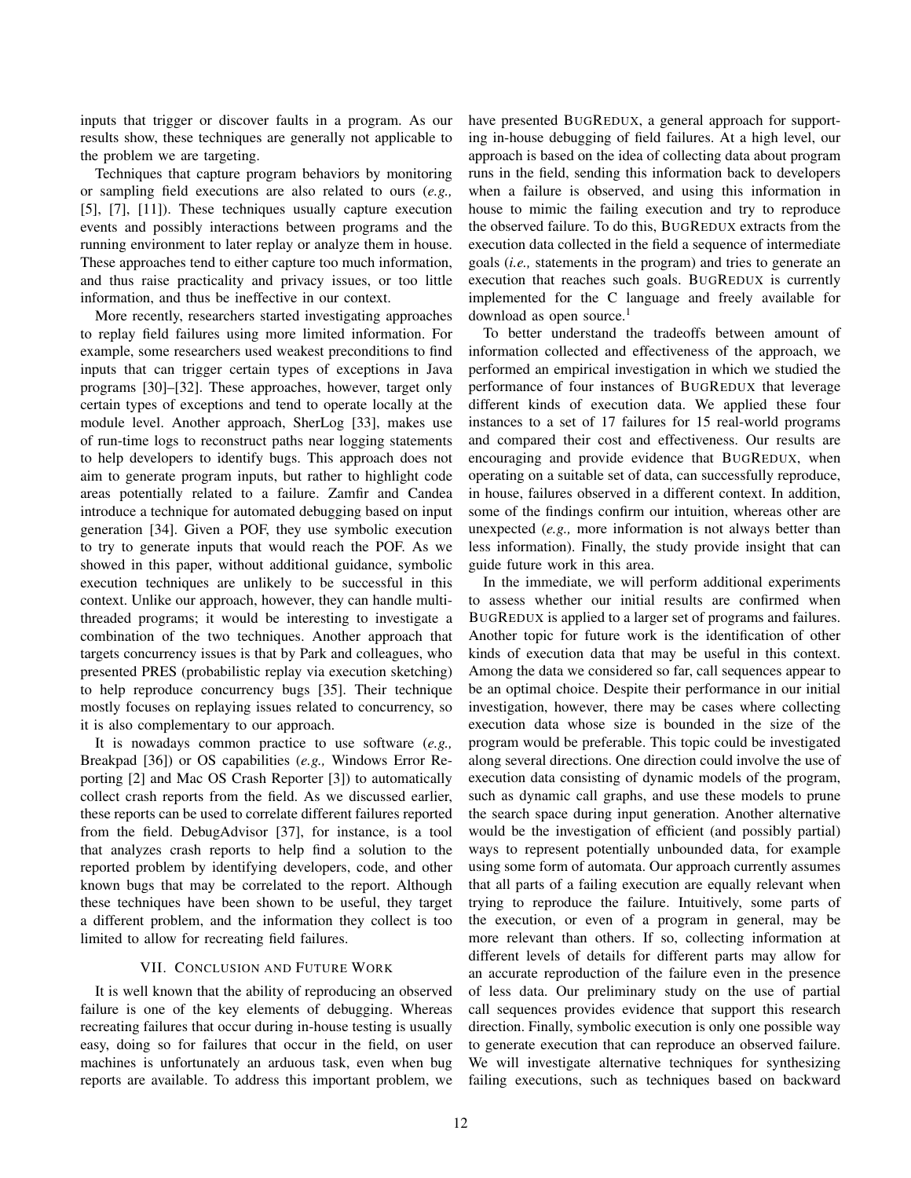inputs that trigger or discover faults in a program. As our results show, these techniques are generally not applicable to the problem we are targeting.

Techniques that capture program behaviors by monitoring or sampling field executions are also related to ours (*e.g.,* [5], [7], [11]). These techniques usually capture execution events and possibly interactions between programs and the running environment to later replay or analyze them in house. These approaches tend to either capture too much information, and thus raise practicality and privacy issues, or too little information, and thus be ineffective in our context.

More recently, researchers started investigating approaches to replay field failures using more limited information. For example, some researchers used weakest preconditions to find inputs that can trigger certain types of exceptions in Java programs [30]–[32]. These approaches, however, target only certain types of exceptions and tend to operate locally at the module level. Another approach, SherLog [33], makes use of run-time logs to reconstruct paths near logging statements to help developers to identify bugs. This approach does not aim to generate program inputs, but rather to highlight code areas potentially related to a failure. Zamfir and Candea introduce a technique for automated debugging based on input generation [34]. Given a POF, they use symbolic execution to try to generate inputs that would reach the POF. As we showed in this paper, without additional guidance, symbolic execution techniques are unlikely to be successful in this context. Unlike our approach, however, they can handle multi-threaded programs; it would be interesting to investigate a combination of the two techniques. Another approach that targets concurrency issues is that by Park and colleagues, who presented PRES (probabilistic replay via execution sketching) to help reproduce concurrency bugs [35]. Their technique mostly focuses on replaying issues related to concurrency, so it is also complementary to our approach.

It is nowadays common practice to use software (*e.g.,* Breakpad [36]) or OS capabilities (*e.g.,* Windows Error Reporting [2] and Mac OS Crash Reporter [3]) to automatically collect crash reports from the field. As we discussed earlier, these reports can be used to correlate different failures reported from the field. DebugAdvisor [37], for instance, is a tool that analyzes crash reports to help find a solution to the reported problem by identifying developers, code, and other known bugs that may be correlated to the report. Although these techniques have been shown to be useful, they target a different problem, and the information they collect is too limited to allow for recreating field failures.

## VII. Conclusion and Future Work

It is well known that the ability of reproducing an observed failure is one of the key elements of debugging. Whereas recreating failures that occur during in-house testing is usually easy, doing so for failures that occur in the field, on user machines is unfortunately an arduous task, even when bug reports are available. To address this important problem, we have presented BugRedux, a general approach for supporting in-house debugging of field failures. At a high level, our approach is based on the idea of collecting data about program runs in the field, sending this information back to developers when a failure is observed, and using this information in house to mimic the failing execution and try to reproduce the observed failure. To do this, BugRedux extracts from the execution data collected in the field a sequence of intermediate goals (*i.e.,* statements in the program) and tries to generate an execution that reaches such goals. BugRedux is currently implemented for the C language and freely available for download as open source.[1]

To better understand the tradeoffs between amount of information collected and effectiveness of the approach, we performed an empirical investigation in which we studied the performance of four instances of BugRedux that leverage different kinds of execution data. We applied these four instances to a set of 17 failures for 15 real-world programs and compared their cost and effectiveness. Our results are encouraging and provide evidence that BugRedux, when operating on a suitable set of data, can successfully reproduce, in house, failures observed in a different context. In addition, some of the findings confirm our intuition, whereas other are unexpected (*e.g.,* more information is not always better than less information). Finally, the study provide insight that can guide future work in this area.

In the immediate, we will perform additional experiments to assess whether our initial results are confirmed when BugRedux is applied to a larger set of programs and failures. Another topic for future work is the identification of other kinds of execution data that may be useful in this context. Among the data we considered so far, call sequences appear to be an optimal choice. Despite their performance in our initial investigation, however, there may be cases where collecting execution data whose size is bounded in the size of the program would be preferable. This topic could be investigated along several directions. One direction could involve the use of execution data consisting of dynamic models of the program, such as dynamic call graphs, and use these models to prune the search space during input generation. Another alternative would be the investigation of efficient (and possibly partial) ways to represent potentially unbounded data, for example using some form of automata. Our approach currently assumes that all parts of a failing execution are equally relevant when trying to reproduce the failure. Intuitively, some parts of the execution, or even of a program in general, may be more relevant than others. If so, collecting information at different levels of details for different parts may allow for an accurate reproduction of the failure even in the presence of less data. Our preliminary study on the use of partial call sequences provides evidence that support this research direction. Finally, symbolic execution is only one possible way to generate execution that can reproduce an observed failure. We will investigate alternative techniques for synthesizing failing executions, such as techniques based on backward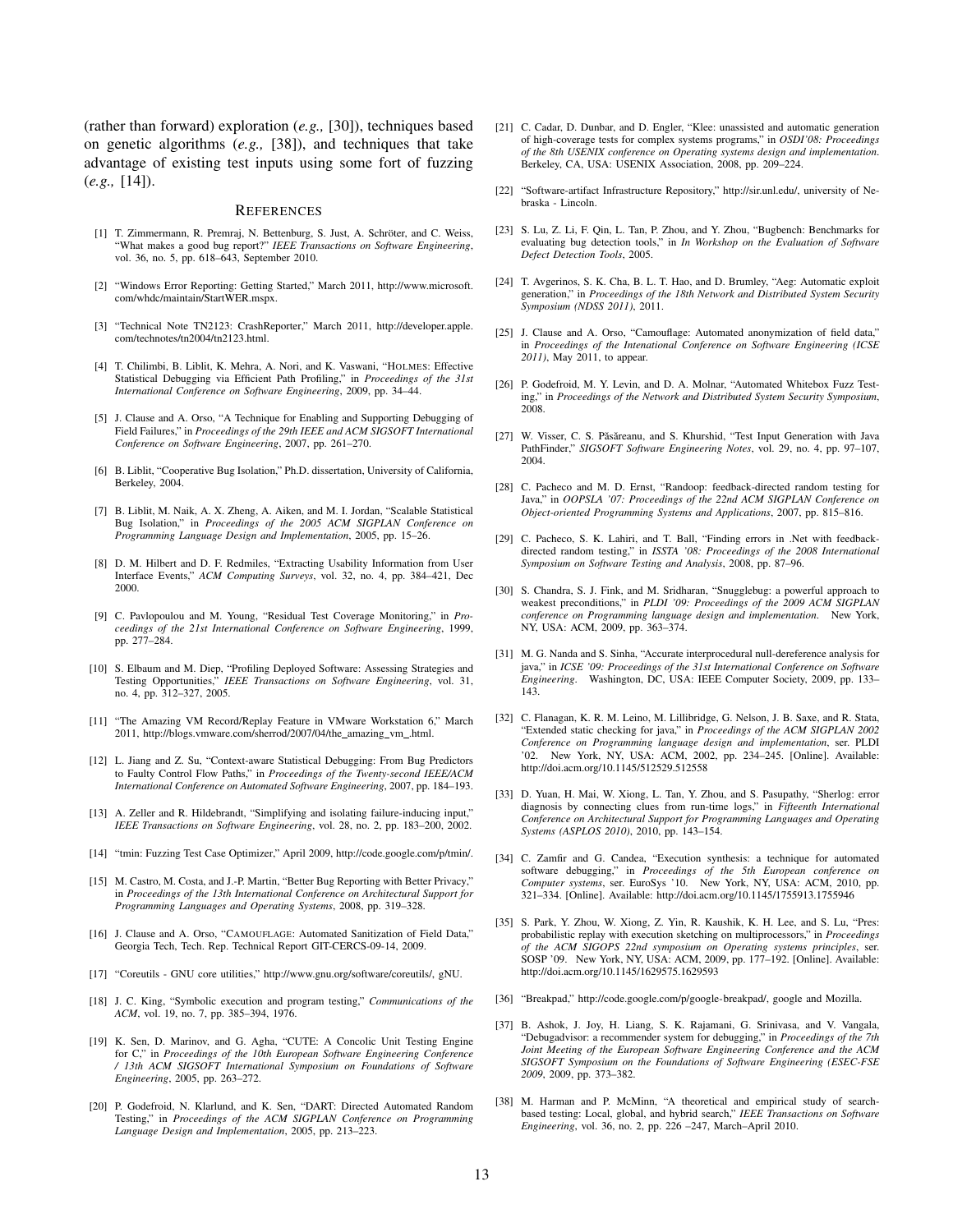(rather than forward) exploration (*e.g.,* [30]), techniques based on genetic algorithms (*e.g.,* [38]), and techniques that take advantage of existing test inputs using some fort of fuzzing (*e.g.,* [14]).

## REFERENCES

[1] T. Zimmermann, R. Premraj, N. Bettenburg, S. Just, A. Schröter, and C. Weiss, "What makes a good bug report?" *IEEE Transactions on Software Engineering*, vol. 36, no. 5, pp. 618–643, September 2010.

[2] "Windows Error Reporting: Getting Started," March 2011, http://www.microsoft.com/whdc/maintain/StartWER.mspx.

[3] "Technical Note TN2123: CrashReporter," March 2011, http://developer.apple.com/technotes/tn2004/tn2123.html.

[4] T. Chilimbi, B. Liblit, K. Mehra, A. Nori, and K. Vaswani, "HOLMES: Effective Statistical Debugging via Efficient Path Profiling," in *Proceedings of the 31st International Conference on Software Engineering*, 2009, pp. 34–44.

[5] J. Clause and A. Orso, "A Technique for Enabling and Supporting Debugging of Field Failures," in *Proceedings of the 29th IEEE and ACM SIGSOFT International Conference on Software Engineering*, 2007, pp. 261–270.

[6] B. Liblit, "Cooperative Bug Isolation," Ph.D. dissertation, University of California, Berkeley, 2004.

[7] B. Liblit, M. Naik, A. X. Zheng, A. Aiken, and M. I. Jordan, "Scalable Statistical Bug Isolation," in *Proceedings of the 2005 ACM SIGPLAN Conference on Programming Language Design and Implementation*, 2005, pp. 15–26.

[8] D. M. Hilbert and D. F. Redmiles, "Extracting Usability Information from User Interface Events," *ACM Computing Surveys*, vol. 32, no. 4, pp. 384–421, Dec 2000.

[9] C. Pavlopoulou and M. Young, "Residual Test Coverage Monitoring," in *Proceedings of the 21st International Conference on Software Engineering*, 1999, pp. 277–284.

[10] S. Elbaum and M. Diep, "Profiling Deployed Software: Assessing Strategies and Testing Opportunities," *IEEE Transactions on Software Engineering*, vol. 31, no. 4, pp. 312–327, 2005.

[11] "The Amazing VM Record/Replay Feature in VMware Workstation 6," March 2011, http://blogs.vmware.com/sherrod/2007/04/the_amazing_vm_.html.

[12] L. Jiang and Z. Su, "Context-aware Statistical Debugging: From Bug Predictors to Faulty Control Flow Paths," in *Proceedings of the Twenty-second IEEE/ACM International Conference on Automated Software Engineering*, 2007, pp. 184–193.

[13] A. Zeller and R. Hildebrandt, "Simplifying and isolating failure-inducing input," *IEEE Transactions on Software Engineering*, vol. 28, no. 2, pp. 183–200, 2002.

[14] "tmin: Fuzzing Test Case Optimizer," April 2009, http://code.google.com/p/tmin/.

[15] M. Castro, M. Costa, and J.-P. Martin, "Better Bug Reporting with Better Privacy," in *Proceedings of the 13th International Conference on Architectural Support for Programming Languages and Operating Systems*, 2008, pp. 319–328.

[16] J. Clause and A. Orso, "CAMOUFLAGE: Automated Sanitization of Field Data," Georgia Tech, Tech. Rep. Technical Report GIT-CERCS-09-14, 2009.

[17] "Coreutils - GNU core utilities," http://www.gnu.org/software/coreutils/, gNU.

[18] J. C. King, "Symbolic execution and program testing," *Communications of the ACM*, vol. 19, no. 7, pp. 385–394, 1976.

[19] K. Sen, D. Marinov, and G. Agha, "CUTE: A Concolic Unit Testing Engine for C," in *Proceedings of the 10th European Software Engineering Conference / 13th ACM SIGSOFT International Symposium on Foundations of Software Engineering*, 2005, pp. 263–272.

[20] P. Godefroid, N. Klarlund, and K. Sen, "DART: Directed Automated Random Testing," in *Proceedings of the ACM SIGPLAN Conference on Programming Language Design and Implementation*, 2005, pp. 213–223.

[21] C. Cadar, D. Dunbar, and D. Engler, "Klee: unassisted and automatic generation of high-coverage tests for complex systems programs," in *OSDI'08: Proceedings of the 8th USENIX conference on Operating systems design and implementation*. Berkeley, CA, USA: USENIX Association, 2008, pp. 209–224.

[22] "Software-artifact Infrastructure Repository," http://sir.unl.edu/, university of Nebraska - Lincoln.

[23] S. Lu, Z. Li, F. Qin, L. Tan, P. Zhou, and Y. Zhou, "Bugbench: Benchmarks for evaluating bug detection tools," in *In Workshop on the Evaluation of Software Defect Detection Tools*, 2005.

[24] T. Avgerinos, S. K. Cha, B. L. T. Hao, and D. Brumley, "Aeg: Automatic exploit generation," in *Proceedings of the 18th Network and Distributed System Security Symposium (NDSS 2011)*, 2011.

[25] J. Clause and A. Orso, "Camouflage: Automated anonymization of field data," in *Proceedings of the Intenational Conference on Software Engineering (ICSE 2011)*, May 2011, to appear.

[26] P. Godefroid, M. Y. Levin, and D. A. Molnar, "Automated Whitebox Fuzz Testing," in *Proceedings of the Network and Distributed System Security Symposium*, 2008.

[27] W. Visser, C. S. Păsăreanu, and S. Khurshid, "Test Input Generation with Java PathFinder," *SIGSOFT Software Engineering Notes*, vol. 29, no. 4, pp. 97–107, 2004.

[28] C. Pacheco and M. D. Ernst, "Randoop: feedback-directed random testing for Java," in *OOPSLA '07: Proceedings of the 22nd ACM SIGPLAN Conference on Object-oriented Programming Systems and Applications*, 2007, pp. 815–816.

[29] C. Pacheco, S. K. Lahiri, and T. Ball, "Finding errors in .Net with feedback-directed random testing," in *ISSTA '08: Proceedings of the 2008 International Symposium on Software Testing and Analysis*, 2008, pp. 87–96.

[30] S. Chandra, S. J. Fink, and M. Sridharan, "Snugglebug: a powerful approach to weakest preconditions," in *PLDI '09: Proceedings of the 2009 ACM SIGPLAN conference on Programming language design and implementation*. New York, NY, USA: ACM, 2009, pp. 363–374.

[31] M. G. Nanda and S. Sinha, "Accurate interprocedural null-dereference analysis for java," in *ICSE '09: Proceedings of the 31st International Conference on Software Engineering*. Washington, DC, USA: IEEE Computer Society, 2009, pp. 133–143.

[32] C. Flanagan, K. R. M. Leino, M. Lillibridge, G. Nelson, J. B. Saxe, and R. Stata, "Extended static checking for java," in *Proceedings of the ACM SIGPLAN 2002 Conference on Programming language design and implementation*, ser. PLDI '02. New York, NY, USA: ACM, 2002, pp. 234–245. [Online]. Available: http://doi.acm.org/10.1145/512529.512558

[33] D. Yuan, H. Mai, W. Xiong, L. Tan, Y. Zhou, and S. Pasupathy, "Sherlog: error diagnosis by connecting clues from run-time logs," in *Fifteenth International Conference on Architectural Support for Programming Languages and Operating Systems (ASPLOS 2010)*, 2010, pp. 143–154.

[34] C. Zamfir and G. Candea, "Execution synthesis: a technique for automated software debugging," in *Proceedings of the 5th European conference on Computer systems*, ser. EuroSys '10. New York, NY, USA: ACM, 2010, pp. 321–334. [Online]. Available: http://doi.acm.org/10.1145/1755913.1755946

[35] S. Park, Y. Zhou, W. Xiong, Z. Yin, R. Kaushik, K. H. Lee, and S. Lu, "Pres: probabilistic replay with execution sketching on multiprocessors," in *Proceedings of the ACM SIGOPS 22nd symposium on Operating systems principles*, ser. SOSP '09. New York, NY, USA: ACM, 2009, pp. 177–192. [Online]. Available: http://doi.acm.org/10.1145/1629575.1629593

[36] "Breakpad," http://code.google.com/p/google-breakpad/, google and Mozilla.

[37] B. Ashok, J. Joy, H. Liang, S. K. Rajamani, G. Srinivasa, and V. Vangala, "Debugadvisor: a recommender system for debugging," in *Proceedings of the 7th Joint Meeting of the European Software Engineering Conference and the ACM SIGSOFT Symposium on the Foundations of Software Engineering (ESEC-FSE 2009*, 2009, pp. 373–382.

[38] M. Harman and P. McMinn, "A theoretical and empirical study of search-based testing: Local, global, and hybrid search," *IEEE Transactions on Software Engineering*, vol. 36, no. 2, pp. 226 –247, March–April 2010.